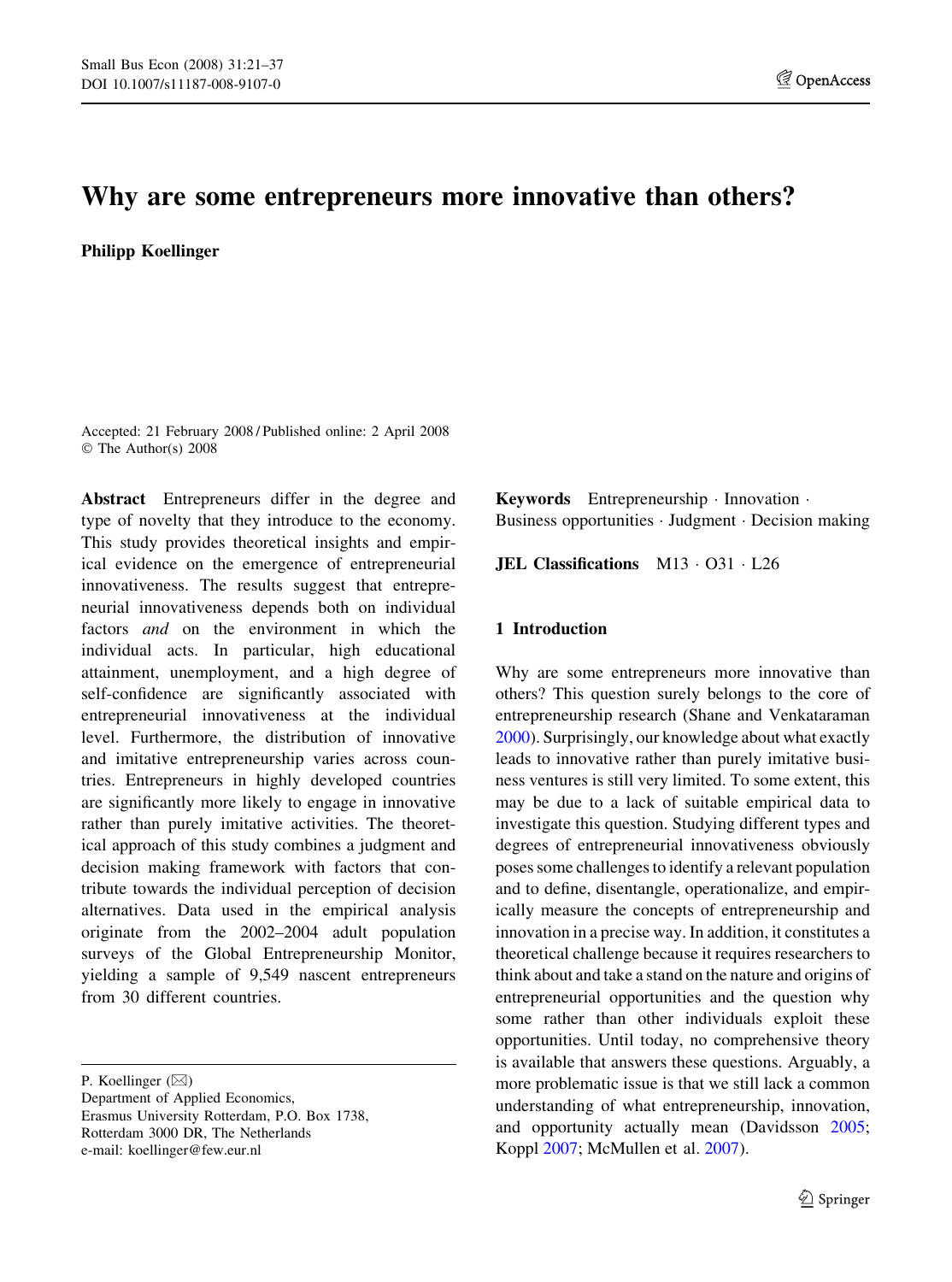# Why are some entrepreneurs more innovative than others?

**Philipp Koellinger**

Accepted: 21 February 2008 / Published online: 2 April 2008
© The Author(s) 2008

**Abstract** Entrepreneurs differ in the degree and type of novelty that they introduce to the economy. This study provides theoretical insights and empirical evidence on the emergence of entrepreneurial innovativeness. The results suggest that entrepreneurial innovativeness depends both on individual factors *and* on the environment in which the individual acts. In particular, high educational attainment, unemployment, and a high degree of self-confidence are significantly associated with entrepreneurial innovativeness at the individual level. Furthermore, the distribution of innovative and imitative entrepreneurship varies across countries. Entrepreneurs in highly developed countries are significantly more likely to engage in innovative rather than purely imitative activities. The theoretical approach of this study combines a judgment and decision making framework with factors that contribute towards the individual perception of decision alternatives. Data used in the empirical analysis originate from the 2002–2004 adult population surveys of the Global Entrepreneurship Monitor, yielding a sample of 9,549 nascent entrepreneurs from 30 different countries.

P. Koellinger (✉)
Department of Applied Economics,
Erasmus University Rotterdam, P.O. Box 1738,
Rotterdam 3000 DR, The Netherlands
e-mail: koellinger@few.eur.nl

**Keywords** Entrepreneurship · Innovation · Business opportunities · Judgment · Decision making

**JEL Classifications** M13 · O31 · L26

## 1 Introduction

Why are some entrepreneurs more innovative than others? This question surely belongs to the core of entrepreneurship research (Shane and Venkataraman 2000). Surprisingly, our knowledge about what exactly leads to innovative rather than purely imitative business ventures is still very limited. To some extent, this may be due to a lack of suitable empirical data to investigate this question. Studying different types and degrees of entrepreneurial innovativeness obviously poses some challenges to identify a relevant population and to define, disentangle, operationalize, and empirically measure the concepts of entrepreneurship and innovation in a precise way. In addition, it constitutes a theoretical challenge because it requires researchers to think about and take a stand on the nature and origins of entrepreneurial opportunities and the question why some rather than other individuals exploit these opportunities. Until today, no comprehensive theory is available that answers these questions. Arguably, a more problematic issue is that we still lack a common understanding of what entrepreneurship, innovation, and opportunity actually mean (Davidsson 2005; Koppl 2007; McMullen et al. 2007).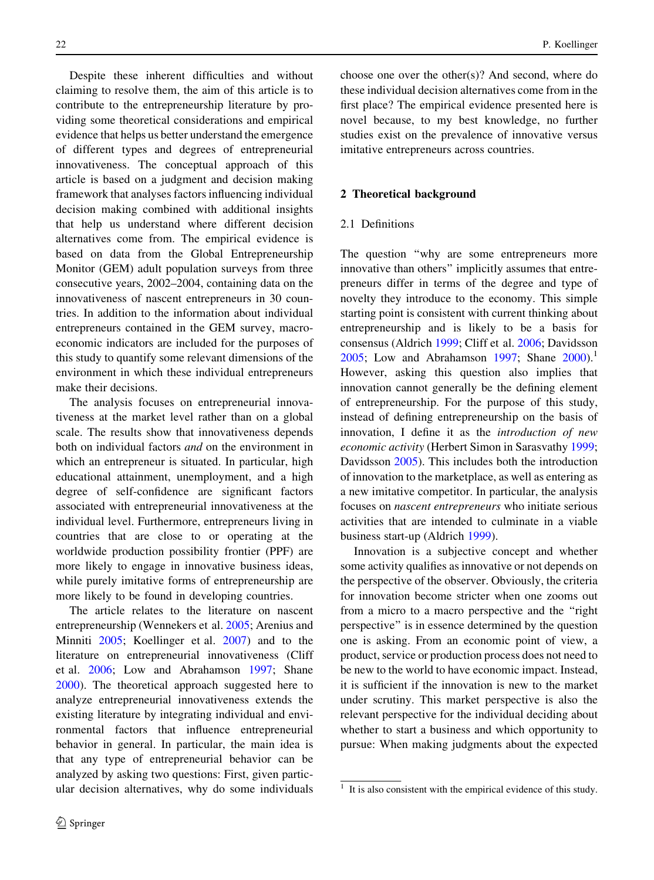Despite these inherent difficulties and without claiming to resolve them, the aim of this article is to contribute to the entrepreneurship literature by providing some theoretical considerations and empirical evidence that helps us better understand the emergence of different types and degrees of entrepreneurial innovativeness. The conceptual approach of this article is based on a judgment and decision making framework that analyses factors influencing individual decision making combined with additional insights that help us understand where different decision alternatives come from. The empirical evidence is based on data from the Global Entrepreneurship Monitor (GEM) adult population surveys from three consecutive years, 2002–2004, containing data on the innovativeness of nascent entrepreneurs in 30 countries. In addition to the information about individual entrepreneurs contained in the GEM survey, macroeconomic indicators are included for the purposes of this study to quantify some relevant dimensions of the environment in which these individual entrepreneurs make their decisions.

The analysis focuses on entrepreneurial innovativeness at the market level rather than on a global scale. The results show that innovativeness depends both on individual factors *and* on the environment in which an entrepreneur is situated. In particular, high educational attainment, unemployment, and a high degree of self-confidence are significant factors associated with entrepreneurial innovativeness at the individual level. Furthermore, entrepreneurs living in countries that are close to or operating at the worldwide production possibility frontier (PPF) are more likely to engage in innovative business ideas, while purely imitative forms of entrepreneurship are more likely to be found in developing countries.

The article relates to the literature on nascent entrepreneurship (Wennekers et al. 2005; Arenius and Minniti 2005; Koellinger et al. 2007) and to the literature on entrepreneurial innovativeness (Cliff et al. 2006; Low and Abrahamson 1997; Shane 2000). The theoretical approach suggested here to analyze entrepreneurial innovativeness extends the existing literature by integrating individual and environmental factors that influence entrepreneurial behavior in general. In particular, the main idea is that any type of entrepreneurial behavior can be analyzed by asking two questions: First, given particular decision alternatives, why do some individuals choose one over the other(s)? And second, where do these individual decision alternatives come from in the first place? The empirical evidence presented here is novel because, to my best knowledge, no further studies exist on the prevalence of innovative versus imitative entrepreneurs across countries.

## 2 Theoretical background

### 2.1 Definitions

The question "why are some entrepreneurs more innovative than others" implicitly assumes that entrepreneurs differ in terms of the degree and type of novelty they introduce to the economy. This simple starting point is consistent with current thinking about entrepreneurship and is likely to be a basis for consensus (Aldrich 1999; Cliff et al. 2006; Davidsson 2005; Low and Abrahamson 1997; Shane 2000).[1] However, asking this question also implies that innovation cannot generally be the defining element of entrepreneurship. For the purpose of this study, instead of defining entrepreneurship on the basis of innovation, I define it as the *introduction of new economic activity* (Herbert Simon in Sarasvathy 1999; Davidsson 2005). This includes both the introduction of innovation to the marketplace, as well as entering as a new imitative competitor. In particular, the analysis focuses on *nascent entrepreneurs* who initiate serious activities that are intended to culminate in a viable business start-up (Aldrich 1999).

Innovation is a subjective concept and whether some activity qualifies as innovative or not depends on the perspective of the observer. Obviously, the criteria for innovation become stricter when one zooms out from a micro to a macro perspective and the "right perspective" is in essence determined by the question one is asking. From an economic point of view, a product, service or production process does not need to be new to the world to have economic impact. Instead, it is sufficient if the innovation is new to the market under scrutiny. This market perspective is also the relevant perspective for the individual deciding about whether to start a business and which opportunity to pursue: When making judgments about the expected

[1] It is also consistent with the empirical evidence of this study.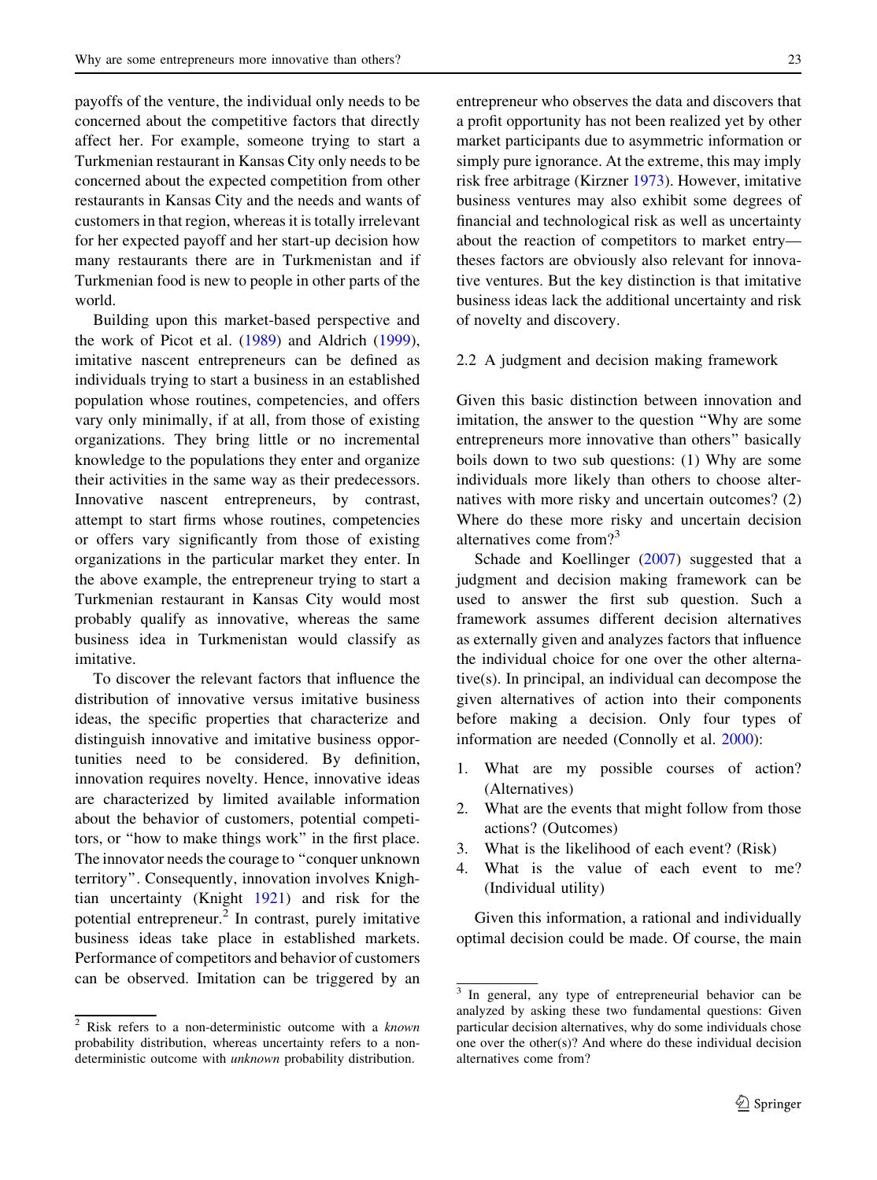payoffs of the venture, the individual only needs to be concerned about the competitive factors that directly affect her. For example, someone trying to start a Turkmenian restaurant in Kansas City only needs to be concerned about the expected competition from other restaurants in Kansas City and the needs and wants of customers in that region, whereas it is totally irrelevant for her expected payoff and her start-up decision how many restaurants there are in Turkmenistan and if Turkmenian food is new to people in other parts of the world.

Building upon this market-based perspective and the work of Picot et al. (1989) and Aldrich (1999), imitative nascent entrepreneurs can be defined as individuals trying to start a business in an established population whose routines, competencies, and offers vary only minimally, if at all, from those of existing organizations. They bring little or no incremental knowledge to the populations they enter and organize their activities in the same way as their predecessors. Innovative nascent entrepreneurs, by contrast, attempt to start firms whose routines, competencies or offers vary significantly from those of existing organizations in the particular market they enter. In the above example, the entrepreneur trying to start a Turkmenian restaurant in Kansas City would most probably qualify as innovative, whereas the same business idea in Turkmenistan would classify as imitative.

To discover the relevant factors that influence the distribution of innovative versus imitative business ideas, the specific properties that characterize and distinguish innovative and imitative business opportunities need to be considered. By definition, innovation requires novelty. Hence, innovative ideas are characterized by limited available information about the behavior of customers, potential competitors, or "how to make things work" in the first place. The innovator needs the courage to "conquer unknown territory". Consequently, innovation involves Knightian uncertainty (Knight 1921) and risk for the potential entrepreneur.[2] In contrast, purely imitative business ideas take place in established markets. Performance of competitors and behavior of customers can be observed. Imitation can be triggered by an entrepreneur who observes the data and discovers that a profit opportunity has not been realized yet by other market participants due to asymmetric information or simply pure ignorance. At the extreme, this may imply risk free arbitrage (Kirzner 1973). However, imitative business ventures may also exhibit some degrees of financial and technological risk as well as uncertainty about the reaction of competitors to market entry—theses factors are obviously also relevant for innovative ventures. But the key distinction is that imitative business ideas lack the additional uncertainty and risk of novelty and discovery.

## 2.2 A judgment and decision making framework

Given this basic distinction between innovation and imitation, the answer to the question "Why are some entrepreneurs more innovative than others" basically boils down to two sub questions: (1) Why are some individuals more likely than others to choose alternatives with more risky and uncertain outcomes? (2) Where do these more risky and uncertain decision alternatives come from?[3]

Schade and Koellinger (2007) suggested that a judgment and decision making framework can be used to answer the first sub question. Such a framework assumes different decision alternatives as externally given and analyzes factors that influence the individual choice for one over the other alternative(s). In principal, an individual can decompose the given alternatives of action into their components before making a decision. Only four types of information are needed (Connolly et al. 2000):

1. What are my possible courses of action? (Alternatives)
2. What are the events that might follow from those actions? (Outcomes)
3. What is the likelihood of each event? (Risk)
4. What is the value of each event to me? (Individual utility)

Given this information, a rational and individually optimal decision could be made. Of course, the main

---

[2] Risk refers to a non-deterministic outcome with a *known* probability distribution, whereas uncertainty refers to a non-deterministic outcome with *unknown* probability distribution.

[3] In general, any type of entrepreneurial behavior can be analyzed by asking these two fundamental questions: Given particular decision alternatives, why do some individuals chose one over the other(s)? And where do these individual decision alternatives come from?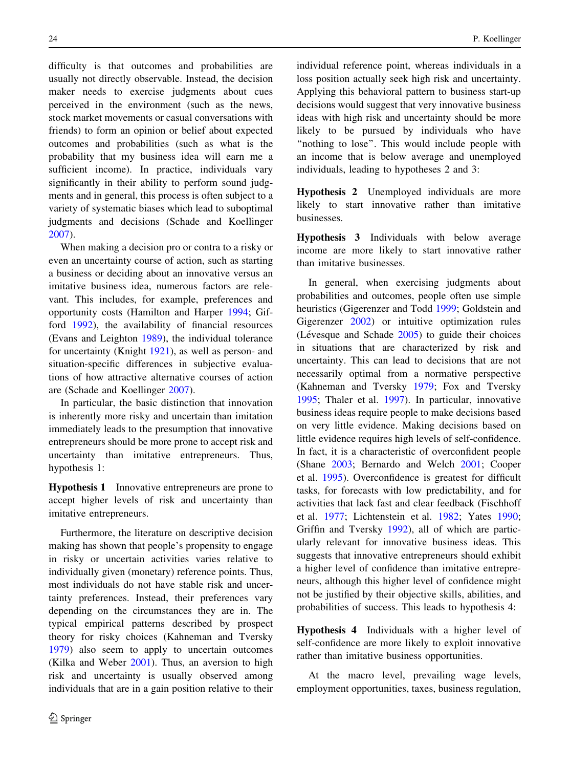difficulty is that outcomes and probabilities are usually not directly observable. Instead, the decision maker needs to exercise judgments about cues perceived in the environment (such as the news, stock market movements or casual conversations with friends) to form an opinion or belief about expected outcomes and probabilities (such as what is the probability that my business idea will earn me a sufficient income). In practice, individuals vary significantly in their ability to perform sound judgments and in general, this process is often subject to a variety of systematic biases which lead to suboptimal judgments and decisions (Schade and Koellinger 2007).

When making a decision pro or contra to a risky or even an uncertainty course of action, such as starting a business or deciding about an innovative versus an imitative business idea, numerous factors are relevant. This includes, for example, preferences and opportunity costs (Hamilton and Harper 1994; Gifford 1992), the availability of financial resources (Evans and Leighton 1989), the individual tolerance for uncertainty (Knight 1921), as well as person- and situation-specific differences in subjective evaluations of how attractive alternative courses of action are (Schade and Koellinger 2007).

In particular, the basic distinction that innovation is inherently more risky and uncertain than imitation immediately leads to the presumption that innovative entrepreneurs should be more prone to accept risk and uncertainty than imitative entrepreneurs. Thus, hypothesis 1:

**Hypothesis 1** Innovative entrepreneurs are prone to accept higher levels of risk and uncertainty than imitative entrepreneurs.

Furthermore, the literature on descriptive decision making has shown that people's propensity to engage in risky or uncertain activities varies relative to individually given (monetary) reference points. Thus, most individuals do not have stable risk and uncertainty preferences. Instead, their preferences vary depending on the circumstances they are in. The typical empirical patterns described by prospect theory for risky choices (Kahneman and Tversky 1979) also seem to apply to uncertain outcomes (Kilka and Weber 2001). Thus, an aversion to high risk and uncertainty is usually observed among individuals that are in a gain position relative to their individual reference point, whereas individuals in a loss position actually seek high risk and uncertainty. Applying this behavioral pattern to business start-up decisions would suggest that very innovative business ideas with high risk and uncertainty should be more likely to be pursued by individuals who have "nothing to lose". This would include people with an income that is below average and unemployed individuals, leading to hypotheses 2 and 3:

**Hypothesis 2** Unemployed individuals are more likely to start innovative rather than imitative businesses.

**Hypothesis 3** Individuals with below average income are more likely to start innovative rather than imitative businesses.

In general, when exercising judgments about probabilities and outcomes, people often use simple heuristics (Gigerenzer and Todd 1999; Goldstein and Gigerenzer 2002) or intuitive optimization rules (Lévesque and Schade 2005) to guide their choices in situations that are characterized by risk and uncertainty. This can lead to decisions that are not necessarily optimal from a normative perspective (Kahneman and Tversky 1979; Fox and Tversky 1995; Thaler et al. 1997). In particular, innovative business ideas require people to make decisions based on very little evidence. Making decisions based on little evidence requires high levels of self-confidence. In fact, it is a characteristic of overconfident people (Shane 2003; Bernardo and Welch 2001; Cooper et al. 1995). Overconfidence is greatest for difficult tasks, for forecasts with low predictability, and for activities that lack fast and clear feedback (Fischhoff et al. 1977; Lichtenstein et al. 1982; Yates 1990; Griffin and Tversky 1992), all of which are particularly relevant for innovative business ideas. This suggests that innovative entrepreneurs should exhibit a higher level of confidence than imitative entrepreneurs, although this higher level of confidence might not be justified by their objective skills, abilities, and probabilities of success. This leads to hypothesis 4:

**Hypothesis 4** Individuals with a higher level of self-confidence are more likely to exploit innovative rather than imitative business opportunities.

At the macro level, prevailing wage levels, employment opportunities, taxes, business regulation,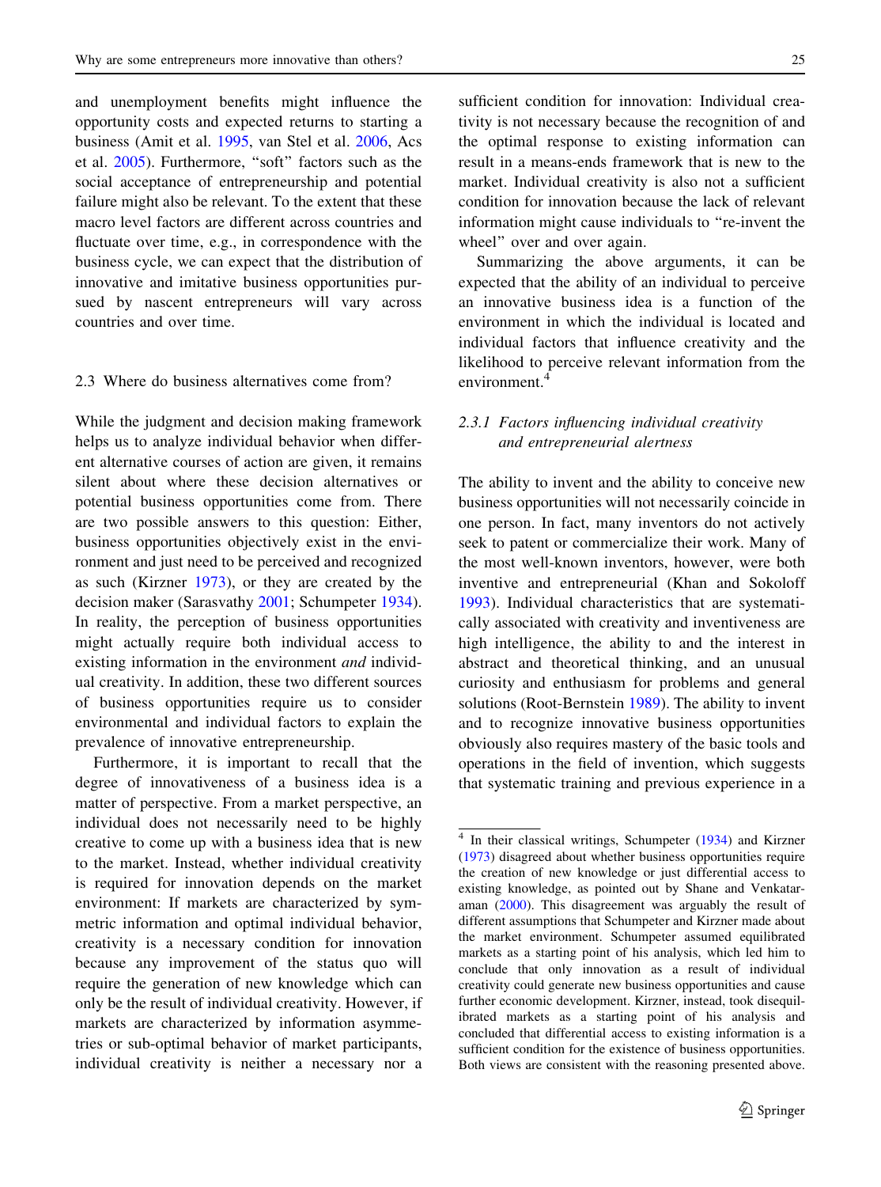and unemployment benefits might influence the opportunity costs and expected returns to starting a business (Amit et al. 1995, van Stel et al. 2006, Acs et al. 2005). Furthermore, "soft" factors such as the social acceptance of entrepreneurship and potential failure might also be relevant. To the extent that these macro level factors are different across countries and fluctuate over time, e.g., in correspondence with the business cycle, we can expect that the distribution of innovative and imitative business opportunities pursued by nascent entrepreneurs will vary across countries and over time.

### 2.3 Where do business alternatives come from?

While the judgment and decision making framework helps us to analyze individual behavior when different alternative courses of action are given, it remains silent about where these decision alternatives or potential business opportunities come from. There are two possible answers to this question: Either, business opportunities objectively exist in the environment and just need to be perceived and recognized as such (Kirzner 1973), or they are created by the decision maker (Sarasvathy 2001; Schumpeter 1934). In reality, the perception of business opportunities might actually require both individual access to existing information in the environment *and* individual creativity. In addition, these two different sources of business opportunities require us to consider environmental and individual factors to explain the prevalence of innovative entrepreneurship.

Furthermore, it is important to recall that the degree of innovativeness of a business idea is a matter of perspective. From a market perspective, an individual does not necessarily need to be highly creative to come up with a business idea that is new to the market. Instead, whether individual creativity is required for innovation depends on the market environment: If markets are characterized by symmetric information and optimal individual behavior, creativity is a necessary condition for innovation because any improvement of the status quo will require the generation of new knowledge which can only be the result of individual creativity. However, if markets are characterized by information asymmetries or sub-optimal behavior of market participants, individual creativity is neither a necessary nor a sufficient condition for innovation: Individual creativity is not necessary because the recognition of and the optimal response to existing information can result in a means-ends framework that is new to the market. Individual creativity is also not a sufficient condition for innovation because the lack of relevant information might cause individuals to "re-invent the wheel" over and over again.

Summarizing the above arguments, it can be expected that the ability of an individual to perceive an innovative business idea is a function of the environment in which the individual is located and individual factors that influence creativity and the likelihood to perceive relevant information from the environment.[4]

#### 2.3.1 *Factors influencing individual creativity and entrepreneurial alertness*

The ability to invent and the ability to conceive new business opportunities will not necessarily coincide in one person. In fact, many inventors do not actively seek to patent or commercialize their work. Many of the most well-known inventors, however, were both inventive and entrepreneurial (Khan and Sokoloff 1993). Individual characteristics that are systematically associated with creativity and inventiveness are high intelligence, the ability to and the interest in abstract and theoretical thinking, and an unusual curiosity and enthusiasm for problems and general solutions (Root-Bernstein 1989). The ability to invent and to recognize innovative business opportunities obviously also requires mastery of the basic tools and operations in the field of invention, which suggests that systematic training and previous experience in a

[4] In their classical writings, Schumpeter (1934) and Kirzner (1973) disagreed about whether business opportunities require the creation of new knowledge or just differential access to existing knowledge, as pointed out by Shane and Venkataraman (2000). This disagreement was arguably the result of different assumptions that Schumpeter and Kirzner made about the market environment. Schumpeter assumed equilibrated markets as a starting point of his analysis, which led him to conclude that only innovation as a result of individual creativity could generate new business opportunities and cause further economic development. Kirzner, instead, took disequilibrated markets as a starting point of his analysis and concluded that differential access to existing information is a sufficient condition for the existence of business opportunities. Both views are consistent with the reasoning presented above.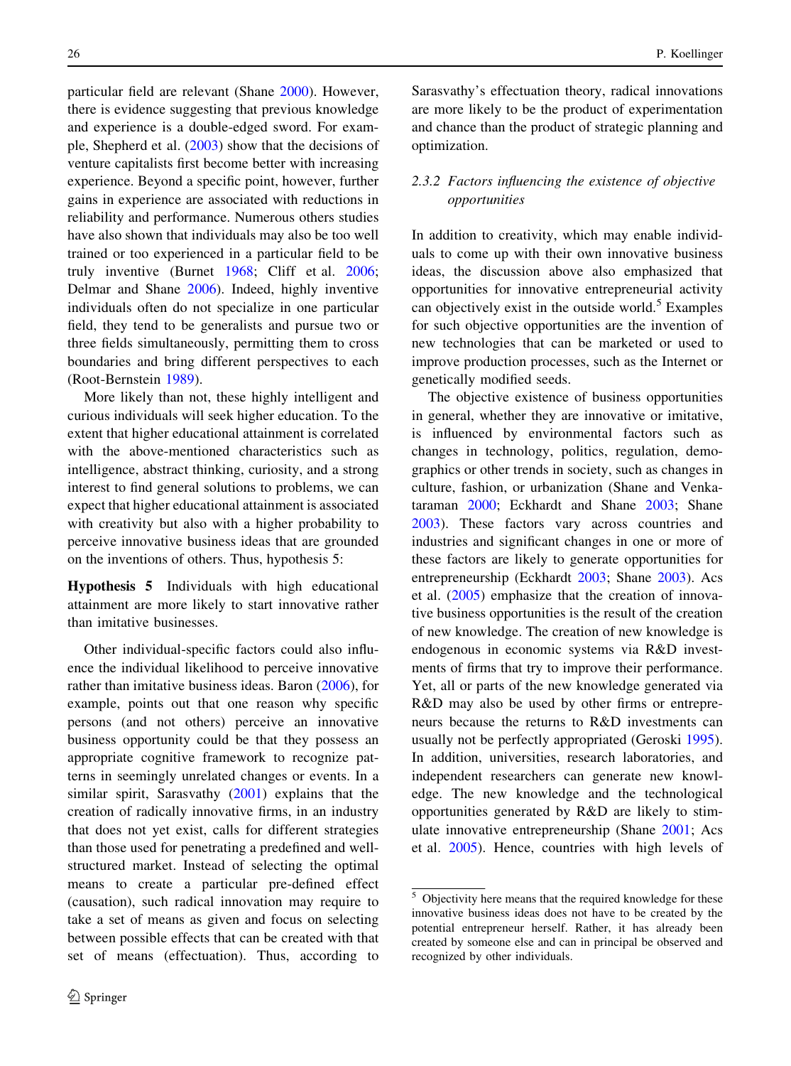particular field are relevant (Shane 2000). However, there is evidence suggesting that previous knowledge and experience is a double-edged sword. For example, Shepherd et al. (2003) show that the decisions of venture capitalists first become better with increasing experience. Beyond a specific point, however, further gains in experience are associated with reductions in reliability and performance. Numerous others studies have also shown that individuals may also be too well trained or too experienced in a particular field to be truly inventive (Burnet 1968; Cliff et al. 2006; Delmar and Shane 2006). Indeed, highly inventive individuals often do not specialize in one particular field, they tend to be generalists and pursue two or three fields simultaneously, permitting them to cross boundaries and bring different perspectives to each (Root-Bernstein 1989).

More likely than not, these highly intelligent and curious individuals will seek higher education. To the extent that higher educational attainment is correlated with the above-mentioned characteristics such as intelligence, abstract thinking, curiosity, and a strong interest to find general solutions to problems, we can expect that higher educational attainment is associated with creativity but also with a higher probability to perceive innovative business ideas that are grounded on the inventions of others. Thus, hypothesis 5:

**Hypothesis 5** Individuals with high educational attainment are more likely to start innovative rather than imitative businesses.

Other individual-specific factors could also influence the individual likelihood to perceive innovative rather than imitative business ideas. Baron (2006), for example, points out that one reason why specific persons (and not others) perceive an innovative business opportunity could be that they possess an appropriate cognitive framework to recognize patterns in seemingly unrelated changes or events. In a similar spirit, Sarasvathy (2001) explains that the creation of radically innovative firms, in an industry that does not yet exist, calls for different strategies than those used for penetrating a predefined and well-structured market. Instead of selecting the optimal means to create a particular pre-defined effect (causation), such radical innovation may require to take a set of means as given and focus on selecting between possible effects that can be created with that set of means (effectuation). Thus, according to Sarasvathy's effectuation theory, radical innovations are more likely to be the product of experimentation and chance than the product of strategic planning and optimization.

### *2.3.2 Factors influencing the existence of objective opportunities*

In addition to creativity, which may enable individuals to come up with their own innovative business ideas, the discussion above also emphasized that opportunities for innovative entrepreneurial activity can objectively exist in the outside world.[5] Examples for such objective opportunities are the invention of new technologies that can be marketed or used to improve production processes, such as the Internet or genetically modified seeds.

The objective existence of business opportunities in general, whether they are innovative or imitative, is influenced by environmental factors such as changes in technology, politics, regulation, demographics or other trends in society, such as changes in culture, fashion, or urbanization (Shane and Venkataraman 2000; Eckhardt and Shane 2003; Shane 2003). These factors vary across countries and industries and significant changes in one or more of these factors are likely to generate opportunities for entrepreneurship (Eckhardt 2003; Shane 2003). Acs et al. (2005) emphasize that the creation of innovative business opportunities is the result of the creation of new knowledge. The creation of new knowledge is endogenous in economic systems via R&D investments of firms that try to improve their performance. Yet, all or parts of the new knowledge generated via R&D may also be used by other firms or entrepreneurs because the returns to R&D investments can usually not be perfectly appropriated (Geroski 1995). In addition, universities, research laboratories, and independent researchers can generate new knowledge. The new knowledge and the technological opportunities generated by R&D are likely to stimulate innovative entrepreneurship (Shane 2001; Acs et al. 2005). Hence, countries with high levels of

[5] Objectivity here means that the required knowledge for these innovative business ideas does not have to be created by the potential entrepreneur herself. Rather, it has already been created by someone else and can in principal be observed and recognized by other individuals.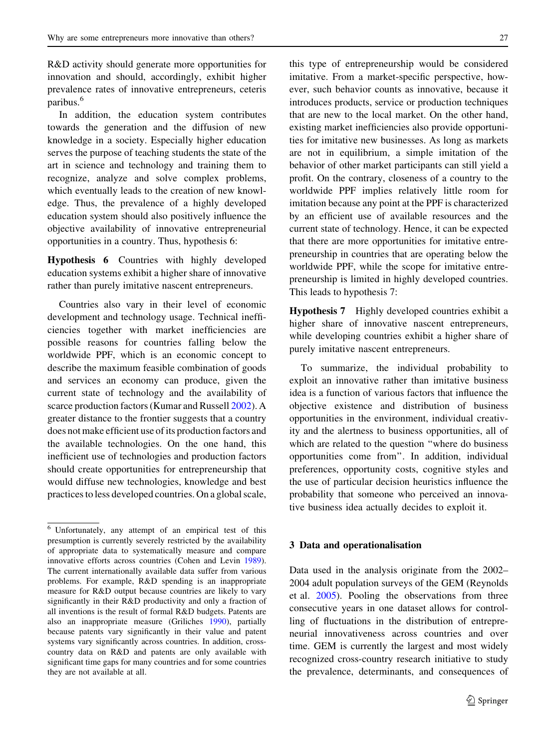R&D activity should generate more opportunities for innovation and should, accordingly, exhibit higher prevalence rates of innovative entrepreneurs, ceteris paribus.[6]

In addition, the education system contributes towards the generation and the diffusion of new knowledge in a society. Especially higher education serves the purpose of teaching students the state of the art in science and technology and training them to recognize, analyze and solve complex problems, which eventually leads to the creation of new knowledge. Thus, the prevalence of a highly developed education system should also positively influence the objective availability of innovative entrepreneurial opportunities in a country. Thus, hypothesis 6:

**Hypothesis 6** Countries with highly developed education systems exhibit a higher share of innovative rather than purely imitative nascent entrepreneurs.

Countries also vary in their level of economic development and technology usage. Technical inefficiencies together with market inefficiencies are possible reasons for countries falling below the worldwide PPF, which is an economic concept to describe the maximum feasible combination of goods and services an economy can produce, given the current state of technology and the availability of scarce production factors (Kumar and Russell 2002). A greater distance to the frontier suggests that a country does not make efficient use of its production factors and the available technologies. On the one hand, this inefficient use of technologies and production factors should create opportunities for entrepreneurship that would diffuse new technologies, knowledge and best practices to less developed countries. On a global scale, this type of entrepreneurship would be considered imitative. From a market-specific perspective, however, such behavior counts as innovative, because it introduces products, service or production techniques that are new to the local market. On the other hand, existing market inefficiencies also provide opportunities for imitative new businesses. As long as markets are not in equilibrium, a simple imitation of the behavior of other market participants can still yield a profit. On the contrary, closeness of a country to the worldwide PPF implies relatively little room for imitation because any point at the PPF is characterized by an efficient use of available resources and the current state of technology. Hence, it can be expected that there are more opportunities for imitative entrepreneurship in countries that are operating below the worldwide PPF, while the scope for imitative entrepreneurship is limited in highly developed countries. This leads to hypothesis 7:

**Hypothesis 7** Highly developed countries exhibit a higher share of innovative nascent entrepreneurs, while developing countries exhibit a higher share of purely imitative nascent entrepreneurs.

To summarize, the individual probability to exploit an innovative rather than imitative business idea is a function of various factors that influence the objective existence and distribution of business opportunities in the environment, individual creativity and the alertness to business opportunities, all of which are related to the question "where do business opportunities come from". In addition, individual preferences, opportunity costs, cognitive styles and the use of particular decision heuristics influence the probability that someone who perceived an innovative business idea actually decides to exploit it.

## 3 Data and operationalisation

Data used in the analysis originate from the 2002–2004 adult population surveys of the GEM (Reynolds et al. 2005). Pooling the observations from three consecutive years in one dataset allows for controlling of fluctuations in the distribution of entrepreneurial innovativeness across countries and over time. GEM is currently the largest and most widely recognized cross-country research initiative to study the prevalence, determinants, and consequences of

[6] Unfortunately, any attempt of an empirical test of this presumption is currently severely restricted by the availability of appropriate data to systematically measure and compare innovative efforts across countries (Cohen and Levin 1989). The current internationally available data suffer from various problems. For example, R&D spending is an inappropriate measure for R&D output because countries are likely to vary significantly in their R&D productivity and only a fraction of all inventions is the result of formal R&D budgets. Patents are also an inappropriate measure (Griliches 1990), partially because patents vary significantly in their value and patent systems vary significantly across countries. In addition, cross-country data on R&D and patents are only available with significant time gaps for many countries and for some countries they are not available at all.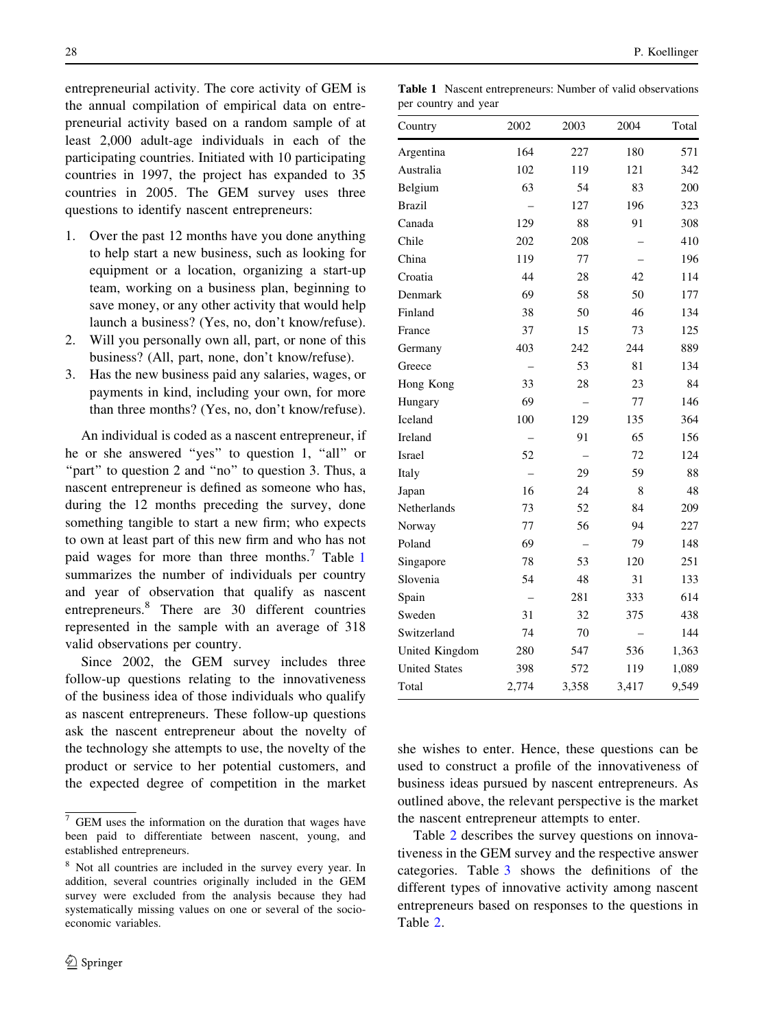entrepreneurial activity. The core activity of GEM is the annual compilation of empirical data on entrepreneurial activity based on a random sample of at least 2,000 adult-age individuals in each of the participating countries. Initiated with 10 participating countries in 1997, the project has expanded to 35 countries in 2005. The GEM survey uses three questions to identify nascent entrepreneurs:

1. Over the past 12 months have you done anything to help start a new business, such as looking for equipment or a location, organizing a start-up team, working on a business plan, beginning to save money, or any other activity that would help launch a business? (Yes, no, don't know/refuse).
2. Will you personally own all, part, or none of this business? (All, part, none, don't know/refuse).
3. Has the new business paid any salaries, wages, or payments in kind, including your own, for more than three months? (Yes, no, don't know/refuse).

An individual is coded as a nascent entrepreneur, if he or she answered "yes" to question 1, "all" or "part" to question 2 and "no" to question 3. Thus, a nascent entrepreneur is defined as someone who has, during the 12 months preceding the survey, done something tangible to start a new firm; who expects to own at least part of this new firm and who has not paid wages for more than three months.[7] Table 1 summarizes the number of individuals per country and year of observation that qualify as nascent entrepreneurs.[8] There are 30 different countries represented in the sample with an average of 318 valid observations per country.

Since 2002, the GEM survey includes three follow-up questions relating to the innovativeness of the business idea of those individuals who qualify as nascent entrepreneurs. These follow-up questions ask the nascent entrepreneur about the novelty of the technology she attempts to use, the novelty of the product or service to her potential customers, and the expected degree of competition in the market she wishes to enter. Hence, these questions can be used to construct a profile of the innovativeness of business ideas pursued by nascent entrepreneurs. As outlined above, the relevant perspective is the market the nascent entrepreneur attempts to enter.

Table 2 describes the survey questions on innovativeness in the GEM survey and the respective answer categories. Table 3 shows the definitions of the different types of innovative activity among nascent entrepreneurs based on responses to the questions in Table 2.

**Table 1** Nascent entrepreneurs: Number of valid observations per country and year

| Country | 2002 | 2003 | 2004 | Total |
|---|---|---|---|---|
| Argentina | 164 | 227 | 180 | 571 |
| Australia | 102 | 119 | 121 | 342 |
| Belgium | 63 | 54 | 83 | 200 |
| Brazil | – | 127 | 196 | 323 |
| Canada | 129 | 88 | 91 | 308 |
| Chile | 202 | 208 | – | 410 |
| China | 119 | 77 | – | 196 |
| Croatia | 44 | 28 | 42 | 114 |
| Denmark | 69 | 58 | 50 | 177 |
| Finland | 38 | 50 | 46 | 134 |
| France | 37 | 15 | 73 | 125 |
| Germany | 403 | 242 | 244 | 889 |
| Greece | – | 53 | 81 | 134 |
| Hong Kong | 33 | 28 | 23 | 84 |
| Hungary | 69 | – | 77 | 146 |
| Iceland | 100 | 129 | 135 | 364 |
| Ireland | – | 91 | 65 | 156 |
| Israel | 52 | – | 72 | 124 |
| Italy | – | 29 | 59 | 88 |
| Japan | 16 | 24 | 8 | 48 |
| Netherlands | 73 | 52 | 84 | 209 |
| Norway | 77 | 56 | 94 | 227 |
| Poland | 69 | – | 79 | 148 |
| Singapore | 78 | 53 | 120 | 251 |
| Slovenia | 54 | 48 | 31 | 133 |
| Spain | – | 281 | 333 | 614 |
| Sweden | 31 | 32 | 375 | 438 |
| Switzerland | 74 | 70 | – | 144 |
| United Kingdom | 280 | 547 | 536 | 1,363 |
| United States | 398 | 572 | 119 | 1,089 |
| Total | 2,774 | 3,358 | 3,417 | 9,549 |

[7] GEM uses the information on the duration that wages have been paid to differentiate between nascent, young, and established entrepreneurs.

[8] Not all countries are included in the survey every year. In addition, several countries originally included in the GEM survey were excluded from the analysis because they had systematically missing values on one or several of the socio-economic variables.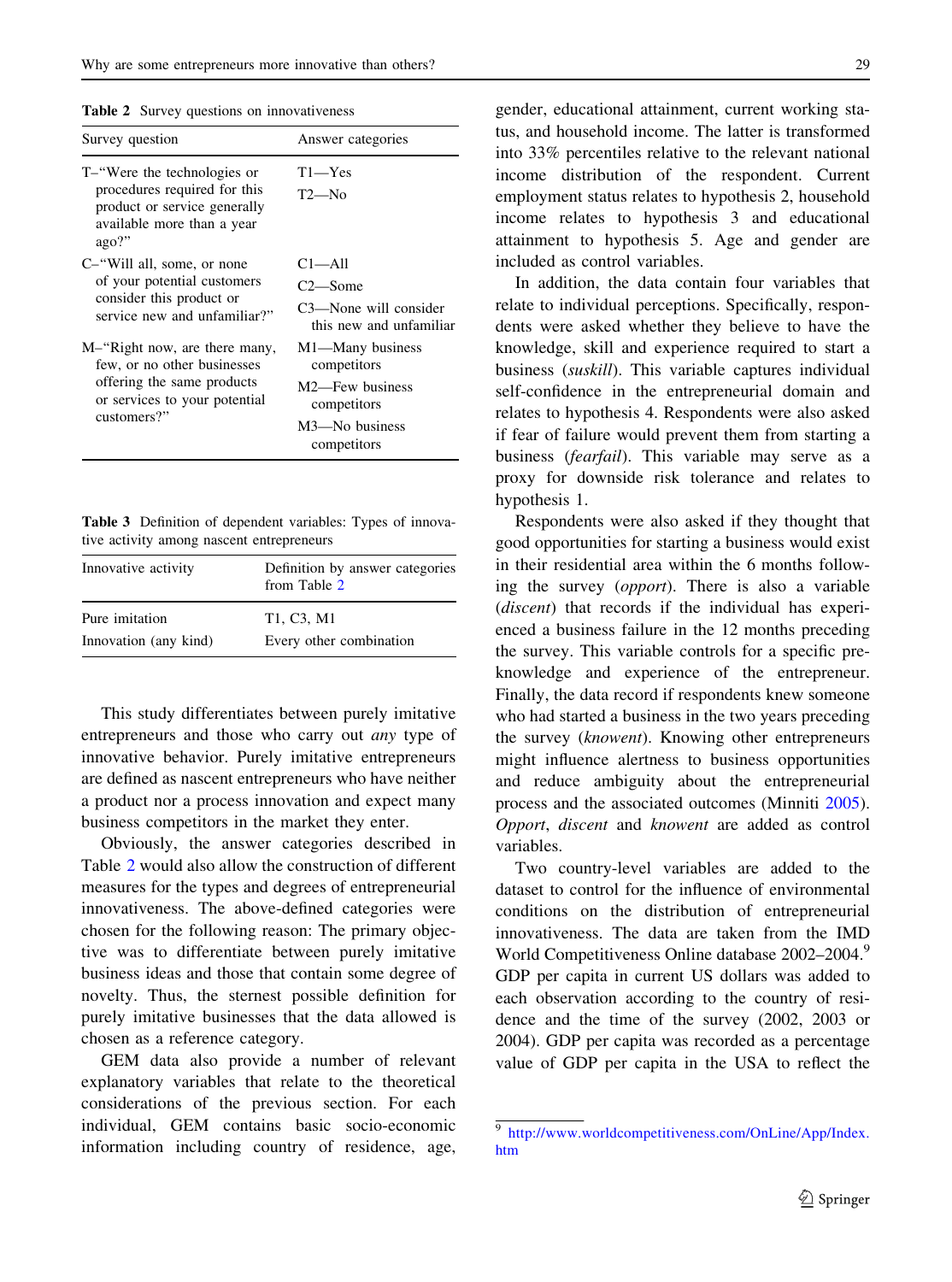**Table 2** Survey questions on innovativeness

| Survey question | Answer categories |
|---|---|
| T–"Were the technologies or procedures required for this product or service generally available more than a year ago?" | T1—Yes<br>T2—No |
| C–"Will all, some, or none of your potential customers consider this product or service new and unfamiliar?" | C1—All<br>C2—Some<br>C3—None will consider this new and unfamiliar |
| M–"Right now, are there many, few, or no other businesses offering the same products or services to your potential customers?" | M1—Many business competitors<br>M2—Few business competitors<br>M3—No business competitors |

**Table 3** Definition of dependent variables: Types of innovative activity among nascent entrepreneurs

| Innovative activity | Definition by answer categories from Table 2 |
|---|---|
| Pure imitation | T1, C3, M1 |
| Innovation (any kind) | Every other combination |

This study differentiates between purely imitative entrepreneurs and those who carry out *any* type of innovative behavior. Purely imitative entrepreneurs are defined as nascent entrepreneurs who have neither a product nor a process innovation and expect many business competitors in the market they enter.

Obviously, the answer categories described in Table 2 would also allow the construction of different measures for the types and degrees of entrepreneurial innovativeness. The above-defined categories were chosen for the following reason: The primary objective was to differentiate between purely imitative business ideas and those that contain some degree of novelty. Thus, the sternest possible definition for purely imitative businesses that the data allowed is chosen as a reference category.

GEM data also provide a number of relevant explanatory variables that relate to the theoretical considerations of the previous section. For each individual, GEM contains basic socio-economic information including country of residence, age, gender, educational attainment, current working status, and household income. The latter is transformed into 33% percentiles relative to the relevant national income distribution of the respondent. Current employment status relates to hypothesis 2, household income relates to hypothesis 3 and educational attainment to hypothesis 5. Age and gender are included as control variables.

In addition, the data contain four variables that relate to individual perceptions. Specifically, respondents were asked whether they believe to have the knowledge, skill and experience required to start a business (*suskill*). This variable captures individual self-confidence in the entrepreneurial domain and relates to hypothesis 4. Respondents were also asked if fear of failure would prevent them from starting a business (*fearfail*). This variable may serve as a proxy for downside risk tolerance and relates to hypothesis 1.

Respondents were also asked if they thought that good opportunities for starting a business would exist in their residential area within the 6 months following the survey (*opport*). There is also a variable (*discent*) that records if the individual has experienced a business failure in the 12 months preceding the survey. This variable controls for a specific pre-knowledge and experience of the entrepreneur. Finally, the data record if respondents knew someone who had started a business in the two years preceding the survey (*knowent*). Knowing other entrepreneurs might influence alertness to business opportunities and reduce ambiguity about the entrepreneurial process and the associated outcomes (Minniti 2005). *Opport*, *discent* and *knowent* are added as control variables.

Two country-level variables are added to the dataset to control for the influence of environmental conditions on the distribution of entrepreneurial innovativeness. The data are taken from the IMD World Competitiveness Online database 2002–2004.[9] GDP per capita in current US dollars was added to each observation according to the country of residence and the time of the survey (2002, 2003 or 2004). GDP per capita was recorded as a percentage value of GDP per capita in the USA to reflect the

[9] http://www.worldcompetitiveness.com/OnLine/App/Index.htm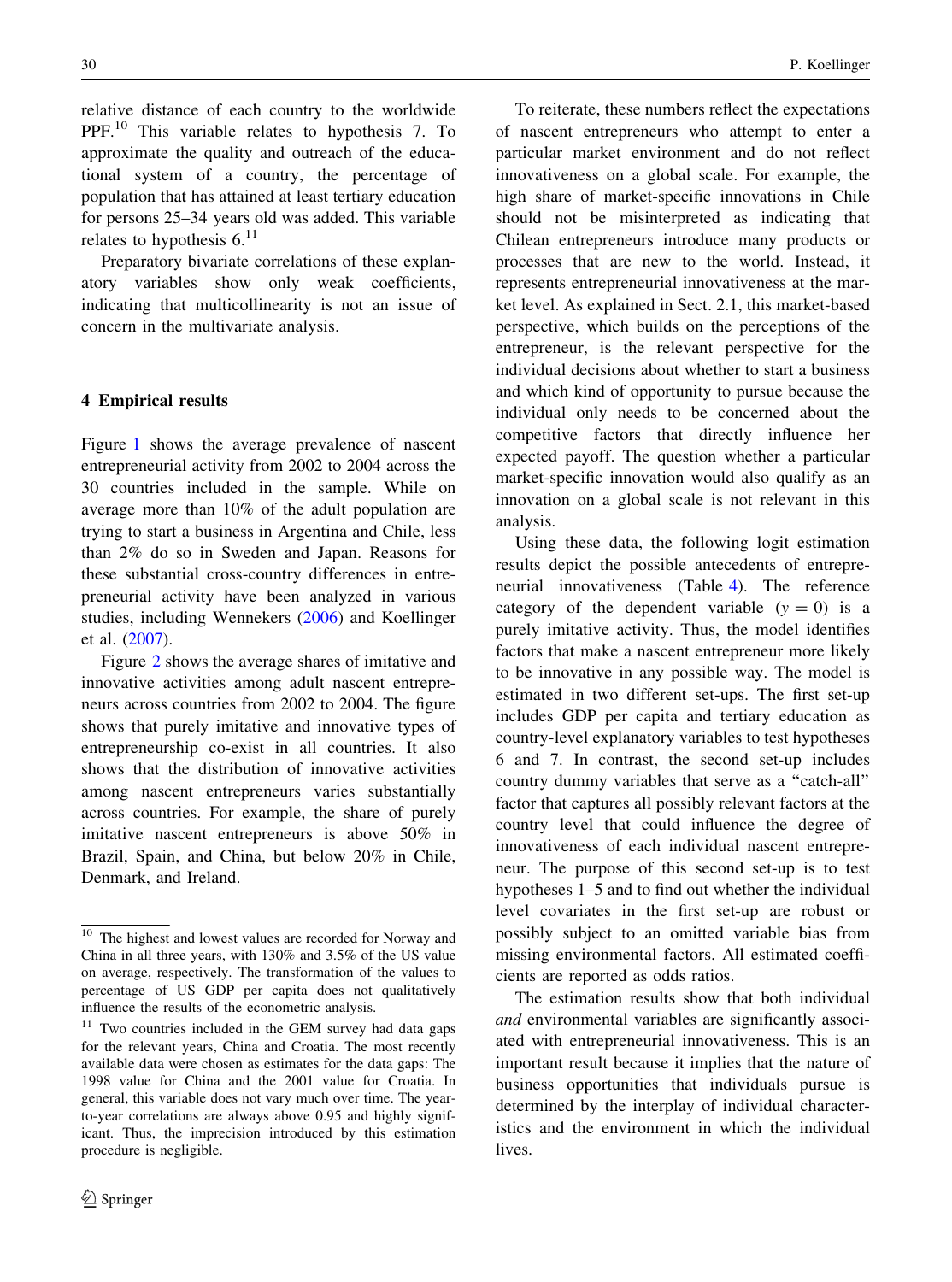relative distance of each country to the worldwide PPF.[10] This variable relates to hypothesis 7. To approximate the quality and outreach of the educational system of a country, the percentage of population that has attained at least tertiary education for persons 25–34 years old was added. This variable relates to hypothesis 6.[11]

Preparatory bivariate correlations of these explanatory variables show only weak coefficients, indicating that multicollinearity is not an issue of concern in the multivariate analysis.

## 4 Empirical results

Figure 1 shows the average prevalence of nascent entrepreneurial activity from 2002 to 2004 across the 30 countries included in the sample. While on average more than 10% of the adult population are trying to start a business in Argentina and Chile, less than 2% do so in Sweden and Japan. Reasons for these substantial cross-country differences in entrepreneurial activity have been analyzed in various studies, including Wennekers (2006) and Koellinger et al. (2007).

Figure 2 shows the average shares of imitative and innovative activities among adult nascent entrepreneurs across countries from 2002 to 2004. The figure shows that purely imitative and innovative types of entrepreneurship co-exist in all countries. It also shows that the distribution of innovative activities among nascent entrepreneurs varies substantially across countries. For example, the share of purely imitative nascent entrepreneurs is above 50% in Brazil, Spain, and China, but below 20% in Chile, Denmark, and Ireland.

To reiterate, these numbers reflect the expectations of nascent entrepreneurs who attempt to enter a particular market environment and do not reflect innovativeness on a global scale. For example, the high share of market-specific innovations in Chile should not be misinterpreted as indicating that Chilean entrepreneurs introduce many products or processes that are new to the world. Instead, it represents entrepreneurial innovativeness at the market level. As explained in Sect. 2.1, this market-based perspective, which builds on the perceptions of the entrepreneur, is the relevant perspective for the individual decisions about whether to start a business and which kind of opportunity to pursue because the individual only needs to be concerned about the competitive factors that directly influence her expected payoff. The question whether a particular market-specific innovation would also qualify as an innovation on a global scale is not relevant in this analysis.

Using these data, the following logit estimation results depict the possible antecedents of entrepreneurial innovativeness (Table 4). The reference category of the dependent variable ($y = 0$) is a purely imitative activity. Thus, the model identifies factors that make a nascent entrepreneur more likely to be innovative in any possible way. The model is estimated in two different set-ups. The first set-up includes GDP per capita and tertiary education as country-level explanatory variables to test hypotheses 6 and 7. In contrast, the second set-up includes country dummy variables that serve as a "catch-all" factor that captures all possibly relevant factors at the country level that could influence the degree of innovativeness of each individual nascent entrepreneur. The purpose of this second set-up is to test hypotheses 1–5 and to find out whether the individual level covariates in the first set-up are robust or possibly subject to an omitted variable bias from missing environmental factors. All estimated coefficients are reported as odds ratios.

The estimation results show that both individual *and* environmental variables are significantly associated with entrepreneurial innovativeness. This is an important result because it implies that the nature of business opportunities that individuals pursue is determined by the interplay of individual characteristics and the environment in which the individual lives.

---

[10] The highest and lowest values are recorded for Norway and China in all three years, with 130% and 3.5% of the US value on average, respectively. The transformation of the values to percentage of US GDP per capita does not qualitatively influence the results of the econometric analysis.

[11] Two countries included in the GEM survey had data gaps for the relevant years, China and Croatia. The most recently available data were chosen as estimates for the data gaps: The 1998 value for China and the 2001 value for Croatia. In general, this variable does not vary much over time. The year-to-year correlations are always above 0.95 and highly significant. Thus, the imprecision introduced by this estimation procedure is negligible.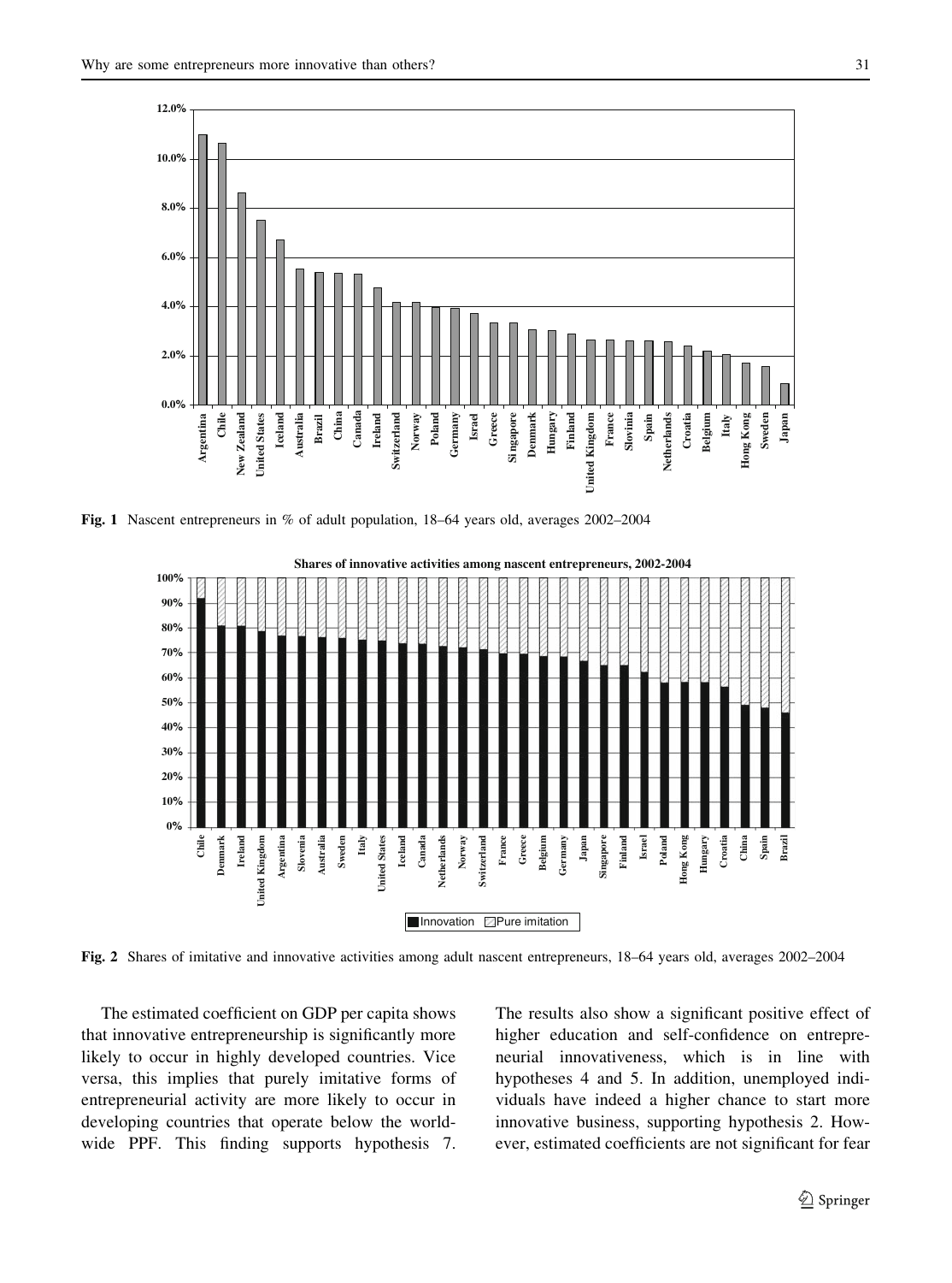Fig. 1 Nascent entrepreneurs in % of adult population, 18–64 years old, averages 2002–2004

Fig. 2 Shares of imitative and innovative activities among adult nascent entrepreneurs, 18–64 years old, averages 2002–2004

The estimated coefficient on GDP per capita shows that innovative entrepreneurship is significantly more likely to occur in highly developed countries. Vice versa, this implies that purely imitative forms of entrepreneurial activity are more likely to occur in developing countries that operate below the worldwide PPF. This finding supports hypothesis 7. The results also show a significant positive effect of higher education and self-confidence on entrepreneurial innovativeness, which is in line with hypotheses 4 and 5. In addition, unemployed individuals have indeed a higher chance to start more innovative business, supporting hypothesis 2. However, estimated coefficients are not significant for fear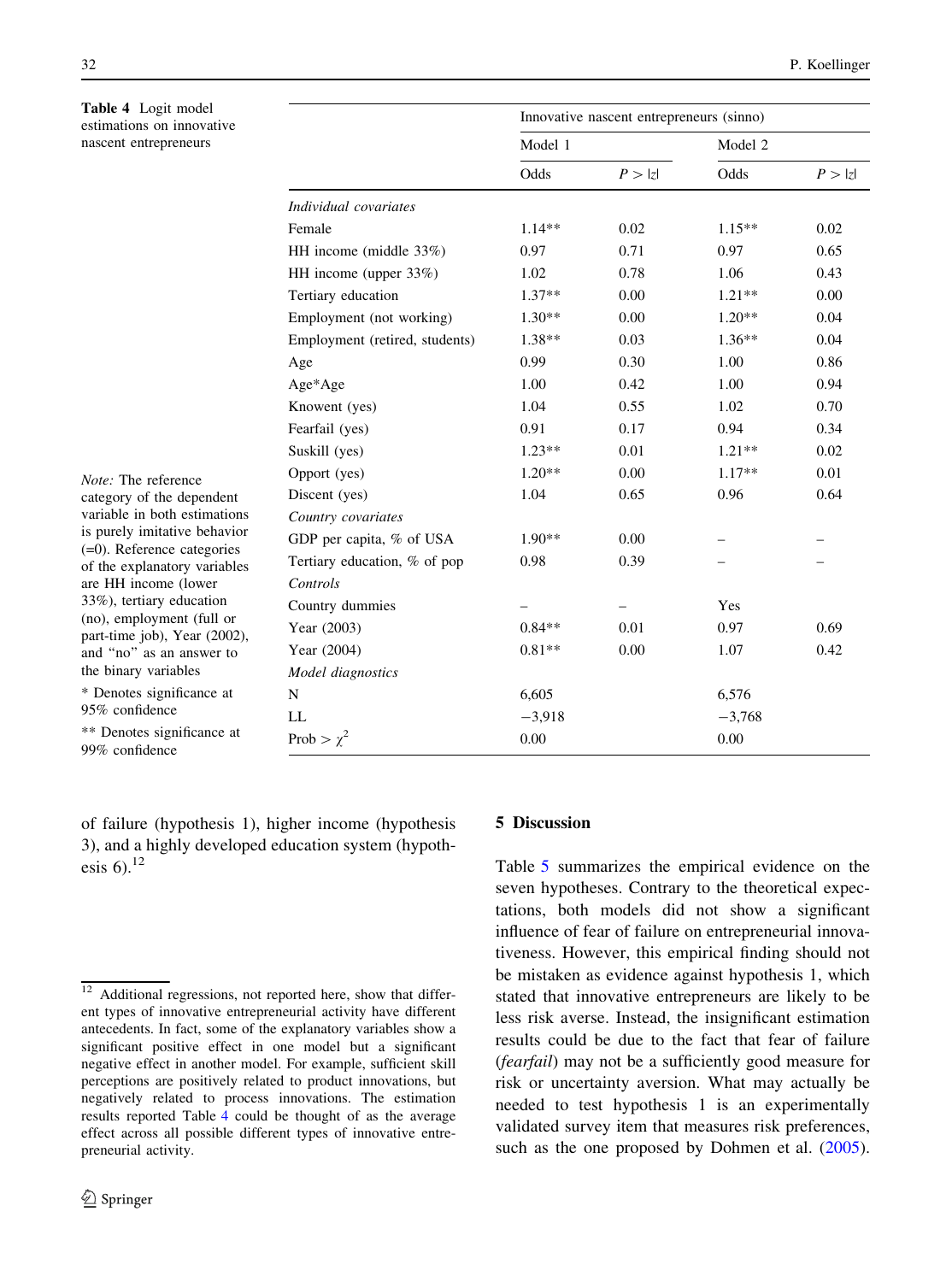**Table 4** Logit model estimations on innovative nascent entrepreneurs

| | Innovative nascent entrepreneurs (sinno) | | | |
|---|---|---|---|---|
| | Model 1 | | Model 2 | |
| | Odds | $P > \|z\|$ | Odds | $P > \|z\|$ |
| *Individual covariates* | | | | |
| Female | 1.14** | 0.02 | 1.15** | 0.02 |
| HH income (middle 33%) | 0.97 | 0.71 | 0.97 | 0.65 |
| HH income (upper 33%) | 1.02 | 0.78 | 1.06 | 0.43 |
| Tertiary education | 1.37** | 0.00 | 1.21** | 0.00 |
| Employment (not working) | 1.30** | 0.00 | 1.20** | 0.04 |
| Employment (retired, students) | 1.38** | 0.03 | 1.36** | 0.04 |
| Age | 0.99 | 0.30 | 1.00 | 0.86 |
| Age*Age | 1.00 | 0.42 | 1.00 | 0.94 |
| Knowent (yes) | 1.04 | 0.55 | 1.02 | 0.70 |
| Fearfail (yes) | 0.91 | 0.17 | 0.94 | 0.34 |
| Suskill (yes) | 1.23** | 0.01 | 1.21** | 0.02 |
| Opport (yes) | 1.20** | 0.00 | 1.17** | 0.01 |
| Discent (yes) | 1.04 | 0.65 | 0.96 | 0.64 |
| *Country covariates* | | | | |
| GDP per capita, % of USA | 1.90** | 0.00 | – | – |
| Tertiary education, % of pop | 0.98 | 0.39 | – | – |
| *Controls* | | | | |
| Country dummies | – | – | Yes | |
| Year (2003) | 0.84** | 0.01 | 0.97 | 0.69 |
| Year (2004) | 0.81** | 0.00 | 1.07 | 0.42 |
| *Model diagnostics* | | | | |
| N | 6,605 | | 6,576 | |
| LL | −3,918 | | −3,768 | |
| Prob > $\chi^2$ | 0.00 | | 0.00 | |

*Note:* The reference category of the dependent variable in both estimations is purely imitative behavior (=0). Reference categories of the explanatory variables are HH income (lower 33%), tertiary education (no), employment (full or part-time job), Year (2002), and "no" as an answer to the binary variables

* Denotes significance at 95% confidence

** Denotes significance at 99% confidence

of failure (hypothesis 1), higher income (hypothesis 3), and a highly developed education system (hypothesis 6).[12]

[12] Additional regressions, not reported here, show that different types of innovative entrepreneurial activity have different antecedents. In fact, some of the explanatory variables show a significant positive effect in one model but a significant negative effect in another model. For example, sufficient skill perceptions are positively related to product innovations, but negatively related to process innovations. The estimation results reported Table 4 could be thought of as the average effect across all possible different types of innovative entrepreneurial activity.

## 5 Discussion

Table 5 summarizes the empirical evidence on the seven hypotheses. Contrary to the theoretical expectations, both models did not show a significant influence of fear of failure on entrepreneurial innovativeness. However, this empirical finding should not be mistaken as evidence against hypothesis 1, which stated that innovative entrepreneurs are likely to be less risk averse. Instead, the insignificant estimation results could be due to the fact that fear of failure (*fearfail*) may not be a sufficiently good measure for risk or uncertainty aversion. What may actually be needed to test hypothesis 1 is an experimentally validated survey item that measures risk preferences, such as the one proposed by Dohmen et al. (2005).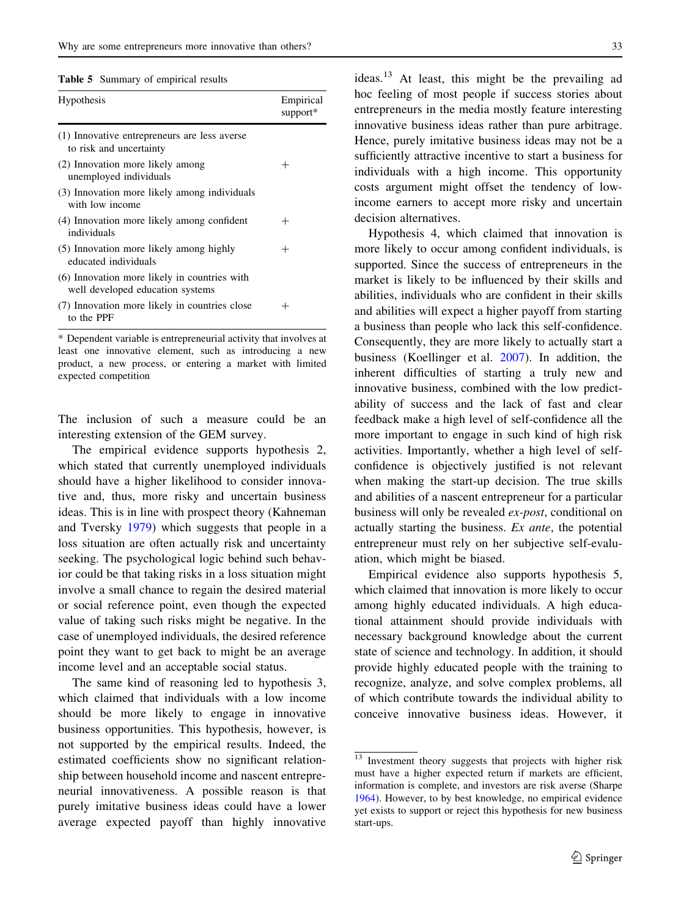**Table 5** Summary of empirical results

| Hypothesis | Empirical support* |
|---|---|
| (1) Innovative entrepreneurs are less averse to risk and uncertainty | |
| (2) Innovation more likely among unemployed individuals | + |
| (3) Innovation more likely among individuals with low income | |
| (4) Innovation more likely among confident individuals | + |
| (5) Innovation more likely among highly educated individuals | + |
| (6) Innovation more likely in countries with well developed education systems | |
| (7) Innovation more likely in countries close to the PPF | + |

* Dependent variable is entrepreneurial activity that involves at least one innovative element, such as introducing a new product, a new process, or entering a market with limited expected competition

The inclusion of such a measure could be an interesting extension of the GEM survey.

The empirical evidence supports hypothesis 2, which stated that currently unemployed individuals should have a higher likelihood to consider innovative and, thus, more risky and uncertain business ideas. This is in line with prospect theory (Kahneman and Tversky 1979) which suggests that people in a loss situation are often actually risk and uncertainty seeking. The psychological logic behind such behavior could be that taking risks in a loss situation might involve a small chance to regain the desired material or social reference point, even though the expected value of taking such risks might be negative. In the case of unemployed individuals, the desired reference point they want to get back to might be an average income level and an acceptable social status.

The same kind of reasoning led to hypothesis 3, which claimed that individuals with a low income should be more likely to engage in innovative business opportunities. This hypothesis, however, is not supported by the empirical results. Indeed, the estimated coefficients show no significant relationship between household income and nascent entrepreneurial innovativeness. A possible reason is that purely imitative business ideas could have a lower average expected payoff than highly innovative ideas.[13] At least, this might be the prevailing ad hoc feeling of most people if success stories about entrepreneurs in the media mostly feature interesting innovative business ideas rather than pure arbitrage. Hence, purely imitative business ideas may not be a sufficiently attractive incentive to start a business for individuals with a high income. This opportunity costs argument might offset the tendency of low-income earners to accept more risky and uncertain decision alternatives.

Hypothesis 4, which claimed that innovation is more likely to occur among confident individuals, is supported. Since the success of entrepreneurs in the market is likely to be influenced by their skills and abilities, individuals who are confident in their skills and abilities will expect a higher payoff from starting a business than people who lack this self-confidence. Consequently, they are more likely to actually start a business (Koellinger et al. 2007). In addition, the inherent difficulties of starting a truly new and innovative business, combined with the low predictability of success and the lack of fast and clear feedback make a high level of self-confidence all the more important to engage in such kind of high risk activities. Importantly, whether a high level of self-confidence is objectively justified is not relevant when making the start-up decision. The true skills and abilities of a nascent entrepreneur for a particular business will only be revealed *ex-post*, conditional on actually starting the business. *Ex ante*, the potential entrepreneur must rely on her subjective self-evaluation, which might be biased.

Empirical evidence also supports hypothesis 5, which claimed that innovation is more likely to occur among highly educated individuals. A high educational attainment should provide individuals with necessary background knowledge about the current state of science and technology. In addition, it should provide highly educated people with the training to recognize, analyze, and solve complex problems, all of which contribute towards the individual ability to conceive innovative business ideas. However, it

[13] Investment theory suggests that projects with higher risk must have a higher expected return if markets are efficient, information is complete, and investors are risk averse (Sharpe 1964). However, to by best knowledge, no empirical evidence yet exists to support or reject this hypothesis for new business start-ups.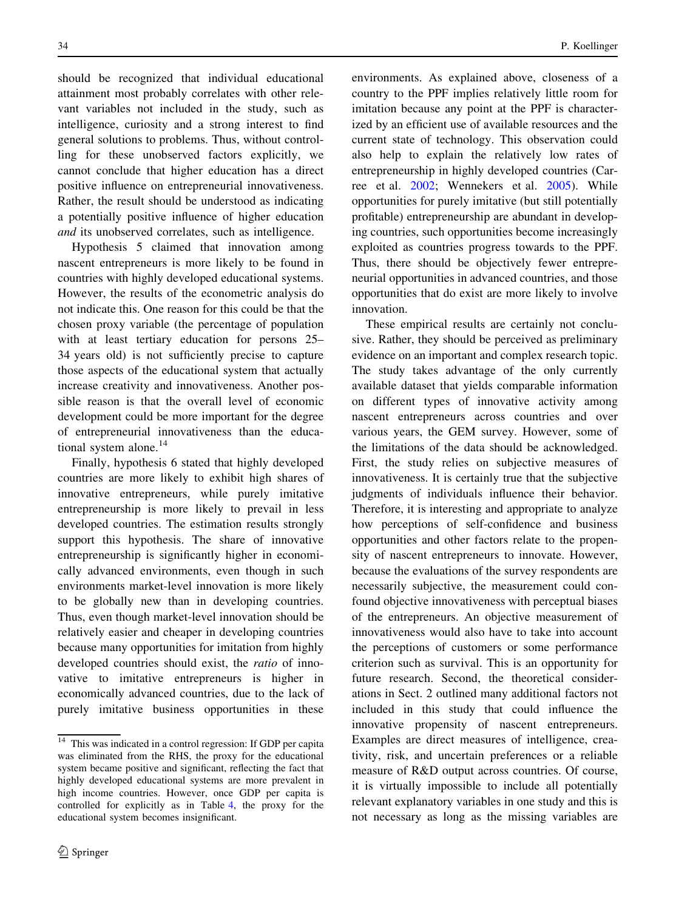should be recognized that individual educational attainment most probably correlates with other relevant variables not included in the study, such as intelligence, curiosity and a strong interest to find general solutions to problems. Thus, without controlling for these unobserved factors explicitly, we cannot conclude that higher education has a direct positive influence on entrepreneurial innovativeness. Rather, the result should be understood as indicating a potentially positive influence of higher education *and* its unobserved correlates, such as intelligence.

Hypothesis 5 claimed that innovation among nascent entrepreneurs is more likely to be found in countries with highly developed educational systems. However, the results of the econometric analysis do not indicate this. One reason for this could be that the chosen proxy variable (the percentage of population with at least tertiary education for persons 25–34 years old) is not sufficiently precise to capture those aspects of the educational system that actually increase creativity and innovativeness. Another possible reason is that the overall level of economic development could be more important for the degree of entrepreneurial innovativeness than the educational system alone.[14]

Finally, hypothesis 6 stated that highly developed countries are more likely to exhibit high shares of innovative entrepreneurs, while purely imitative entrepreneurship is more likely to prevail in less developed countries. The estimation results strongly support this hypothesis. The share of innovative entrepreneurship is significantly higher in economically advanced environments, even though in such environments market-level innovation is more likely to be globally new than in developing countries. Thus, even though market-level innovation should be relatively easier and cheaper in developing countries because many opportunities for imitation from highly developed countries should exist, the *ratio* of innovative to imitative entrepreneurs is higher in economically advanced countries, due to the lack of purely imitative business opportunities in these environments. As explained above, closeness of a country to the PPF implies relatively little room for imitation because any point at the PPF is characterized by an efficient use of available resources and the current state of technology. This observation could also help to explain the relatively low rates of entrepreneurship in highly developed countries (Carree et al. 2002; Wennekers et al. 2005). While opportunities for purely imitative (but still potentially profitable) entrepreneurship are abundant in developing countries, such opportunities become increasingly exploited as countries progress towards to the PPF. Thus, there should be objectively fewer entrepreneurial opportunities in advanced countries, and those opportunities that do exist are more likely to involve innovation.

These empirical results are certainly not conclusive. Rather, they should be perceived as preliminary evidence on an important and complex research topic. The study takes advantage of the only currently available dataset that yields comparable information on different types of innovative activity among nascent entrepreneurs across countries and over various years, the GEM survey. However, some of the limitations of the data should be acknowledged. First, the study relies on subjective measures of innovativeness. It is certainly true that the subjective judgments of individuals influence their behavior. Therefore, it is interesting and appropriate to analyze how perceptions of self-confidence and business opportunities and other factors relate to the propensity of nascent entrepreneurs to innovate. However, because the evaluations of the survey respondents are necessarily subjective, the measurement could confound objective innovativeness with perceptual biases of the entrepreneurs. An objective measurement of innovativeness would also have to take into account the perceptions of customers or some performance criterion such as survival. This is an opportunity for future research. Second, the theoretical considerations in Sect. 2 outlined many additional factors not included in this study that could influence the innovative propensity of nascent entrepreneurs. Examples are direct measures of intelligence, creativity, risk, and uncertain preferences or a reliable measure of R&D output across countries. Of course, it is virtually impossible to include all potentially relevant explanatory variables in one study and this is not necessary as long as the missing variables are

---

[14] This was indicated in a control regression: If GDP per capita was eliminated from the RHS, the proxy for the educational system became positive and significant, reflecting the fact that highly developed educational systems are more prevalent in high income countries. However, once GDP per capita is controlled for explicitly as in Table 4, the proxy for the educational system becomes insignificant.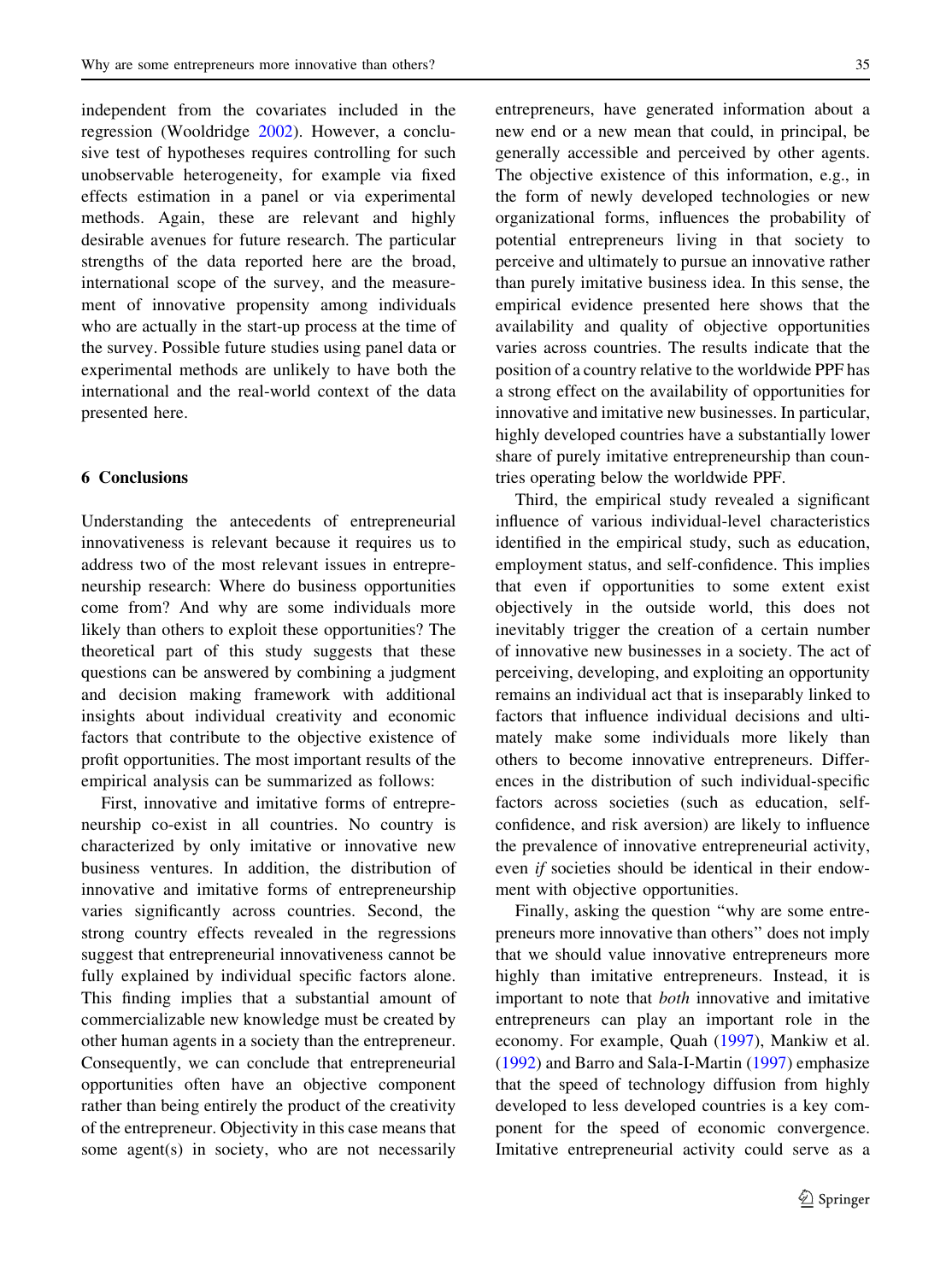independent from the covariates included in the regression (Wooldridge 2002). However, a conclusive test of hypotheses requires controlling for such unobservable heterogeneity, for example via fixed effects estimation in a panel or via experimental methods. Again, these are relevant and highly desirable avenues for future research. The particular strengths of the data reported here are the broad, international scope of the survey, and the measurement of innovative propensity among individuals who are actually in the start-up process at the time of the survey. Possible future studies using panel data or experimental methods are unlikely to have both the international and the real-world context of the data presented here.

## 6 Conclusions

Understanding the antecedents of entrepreneurial innovativeness is relevant because it requires us to address two of the most relevant issues in entrepreneurship research: Where do business opportunities come from? And why are some individuals more likely than others to exploit these opportunities? The theoretical part of this study suggests that these questions can be answered by combining a judgment and decision making framework with additional insights about individual creativity and economic factors that contribute to the objective existence of profit opportunities. The most important results of the empirical analysis can be summarized as follows:

First, innovative and imitative forms of entrepreneurship co-exist in all countries. No country is characterized by only imitative or innovative new business ventures. In addition, the distribution of innovative and imitative forms of entrepreneurship varies significantly across countries. Second, the strong country effects revealed in the regressions suggest that entrepreneurial innovativeness cannot be fully explained by individual specific factors alone. This finding implies that a substantial amount of commercializable new knowledge must be created by other human agents in a society than the entrepreneur. Consequently, we can conclude that entrepreneurial opportunities often have an objective component rather than being entirely the product of the creativity of the entrepreneur. Objectivity in this case means that some agent(s) in society, who are not necessarily entrepreneurs, have generated information about a new end or a new mean that could, in principal, be generally accessible and perceived by other agents. The objective existence of this information, e.g., in the form of newly developed technologies or new organizational forms, influences the probability of potential entrepreneurs living in that society to perceive and ultimately to pursue an innovative rather than purely imitative business idea. In this sense, the empirical evidence presented here shows that the availability and quality of objective opportunities varies across countries. The results indicate that the position of a country relative to the worldwide PPF has a strong effect on the availability of opportunities for innovative and imitative new businesses. In particular, highly developed countries have a substantially lower share of purely imitative entrepreneurship than countries operating below the worldwide PPF.

Third, the empirical study revealed a significant influence of various individual-level characteristics identified in the empirical study, such as education, employment status, and self-confidence. This implies that even if opportunities to some extent exist objectively in the outside world, this does not inevitably trigger the creation of a certain number of innovative new businesses in a society. The act of perceiving, developing, and exploiting an opportunity remains an individual act that is inseparably linked to factors that influence individual decisions and ultimately make some individuals more likely than others to become innovative entrepreneurs. Differences in the distribution of such individual-specific factors across societies (such as education, self-confidence, and risk aversion) are likely to influence the prevalence of innovative entrepreneurial activity, even *if* societies should be identical in their endowment with objective opportunities.

Finally, asking the question "why are some entrepreneurs more innovative than others" does not imply that we should value innovative entrepreneurs more highly than imitative entrepreneurs. Instead, it is important to note that *both* innovative and imitative entrepreneurs can play an important role in the economy. For example, Quah (1997), Mankiw et al. (1992) and Barro and Sala-I-Martin (1997) emphasize that the speed of technology diffusion from highly developed to less developed countries is a key component for the speed of economic convergence. Imitative entrepreneurial activity could serve as a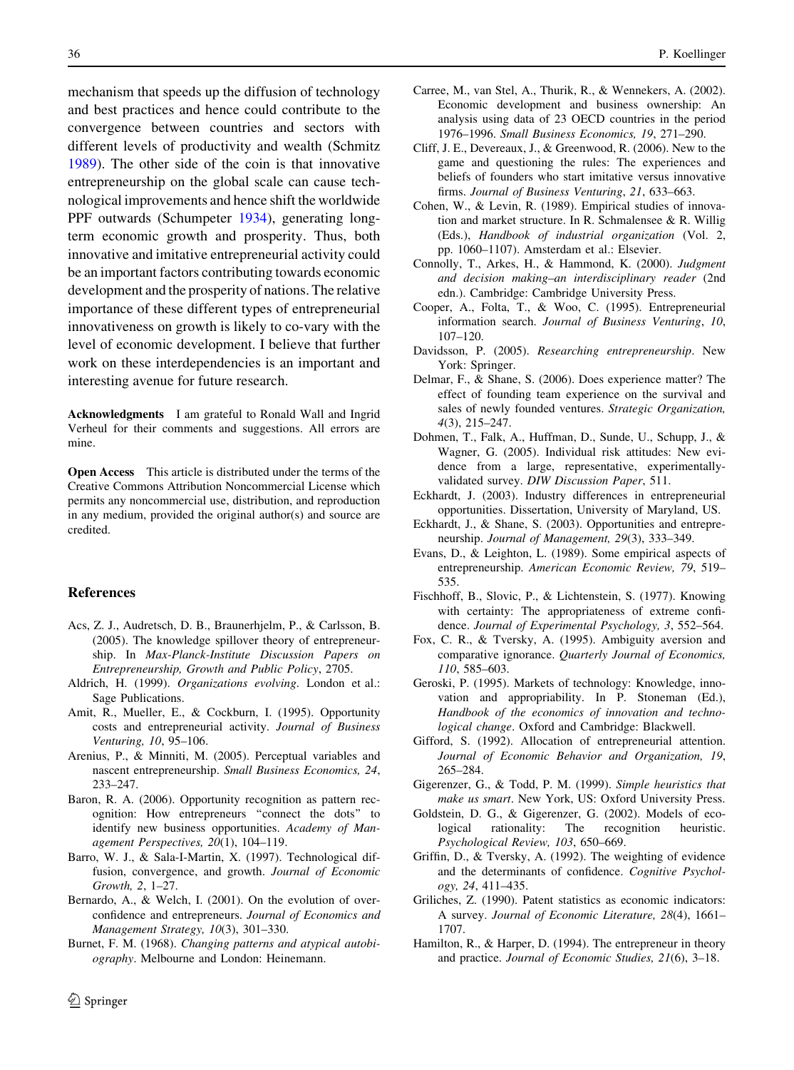mechanism that speeds up the diffusion of technology and best practices and hence could contribute to the convergence between countries and sectors with different levels of productivity and wealth (Schmitz 1989). The other side of the coin is that innovative entrepreneurship on the global scale can cause technological improvements and hence shift the worldwide PPF outwards (Schumpeter 1934), generating long-term economic growth and prosperity. Thus, both innovative and imitative entrepreneurial activity could be an important factors contributing towards economic development and the prosperity of nations. The relative importance of these different types of entrepreneurial innovativeness on growth is likely to co-vary with the level of economic development. I believe that further work on these interdependencies is an important and interesting avenue for future research.

**Acknowledgments** I am grateful to Ronald Wall and Ingrid Verheul for their comments and suggestions. All errors are mine.

**Open Access** This article is distributed under the terms of the Creative Commons Attribution Noncommercial License which permits any noncommercial use, distribution, and reproduction in any medium, provided the original author(s) and source are credited.

## References

Acs, Z. J., Audretsch, D. B., Braunerhjelm, P., & Carlsson, B. (2005). The knowledge spillover theory of entrepreneurship. In *Max-Planck-Institute Discussion Papers on Entrepreneurship, Growth and Public Policy*, 2705.

Aldrich, H. (1999). *Organizations evolving*. London et al.: Sage Publications.

Amit, R., Mueller, E., & Cockburn, I. (1995). Opportunity costs and entrepreneurial activity. *Journal of Business Venturing, 10*, 95–106.

Arenius, P., & Minniti, M. (2005). Perceptual variables and nascent entrepreneurship. *Small Business Economics, 24*, 233–247.

Baron, R. A. (2006). Opportunity recognition as pattern recognition: How entrepreneurs "connect the dots" to identify new business opportunities. *Academy of Management Perspectives, 20*(1), 104–119.

Barro, W. J., & Sala-I-Martin, X. (1997). Technological diffusion, convergence, and growth. *Journal of Economic Growth, 2*, 1–27.

Bernardo, A., & Welch, I. (2001). On the evolution of overconfidence and entrepreneurs. *Journal of Economics and Management Strategy, 10*(3), 301–330.

Burnet, F. M. (1968). *Changing patterns and atypical autobiography*. Melbourne and London: Heinemann.

Carree, M., van Stel, A., Thurik, R., & Wennekers, A. (2002). Economic development and business ownership: An analysis using data of 23 OECD countries in the period 1976–1996. *Small Business Economics, 19*, 271–290.

Cliff, J. E., Devereaux, J., & Greenwood, R. (2006). New to the game and questioning the rules: The experiences and beliefs of founders who start imitative versus innovative firms. *Journal of Business Venturing*, *21*, 633–663.

Cohen, W., & Levin, R. (1989). Empirical studies of innovation and market structure. In R. Schmalensee & R. Willig (Eds.), *Handbook of industrial organization* (Vol. 2, pp. 1060–1107). Amsterdam et al.: Elsevier.

Connolly, T., Arkes, H., & Hammond, K. (2000). *Judgment and decision making–an interdisciplinary reader* (2nd edn.). Cambridge: Cambridge University Press.

Cooper, A., Folta, T., & Woo, C. (1995). Entrepreneurial information search. *Journal of Business Venturing*, *10*, 107–120.

Davidsson, P. (2005). *Researching entrepreneurship*. New York: Springer.

Delmar, F., & Shane, S. (2006). Does experience matter? The effect of founding team experience on the survival and sales of newly founded ventures. *Strategic Organization, 4*(3), 215–247.

Dohmen, T., Falk, A., Huffman, D., Sunde, U., Schupp, J., & Wagner, G. (2005). Individual risk attitudes: New evidence from a large, representative, experimentally-validated survey. *DIW Discussion Paper*, 511.

Eckhardt, J. (2003). Industry differences in entrepreneurial opportunities. Dissertation, University of Maryland, US.

Eckhardt, J., & Shane, S. (2003). Opportunities and entrepreneurship. *Journal of Management, 29*(3), 333–349.

Evans, D., & Leighton, L. (1989). Some empirical aspects of entrepreneurship. *American Economic Review, 79*, 519–535.

Fischhoff, B., Slovic, P., & Lichtenstein, S. (1977). Knowing with certainty: The appropriateness of extreme confidence. *Journal of Experimental Psychology, 3*, 552–564.

Fox, C. R., & Tversky, A. (1995). Ambiguity aversion and comparative ignorance. *Quarterly Journal of Economics, 110*, 585–603.

Geroski, P. (1995). Markets of technology: Knowledge, innovation and appropriability. In P. Stoneman (Ed.), *Handbook of the economics of innovation and technological change*. Oxford and Cambridge: Blackwell.

Gifford, S. (1992). Allocation of entrepreneurial attention. *Journal of Economic Behavior and Organization, 19*, 265–284.

Gigerenzer, G., & Todd, P. M. (1999). *Simple heuristics that make us smart*. New York, US: Oxford University Press.

Goldstein, D. G., & Gigerenzer, G. (2002). Models of ecological rationality: The recognition heuristic. *Psychological Review, 103*, 650–669.

Griffin, D., & Tversky, A. (1992). The weighting of evidence and the determinants of confidence. *Cognitive Psychology, 24*, 411–435.

Griliches, Z. (1990). Patent statistics as economic indicators: A survey. *Journal of Economic Literature, 28*(4), 1661–1707.

Hamilton, R., & Harper, D. (1994). The entrepreneur in theory and practice. *Journal of Economic Studies, 21*(6), 3–18.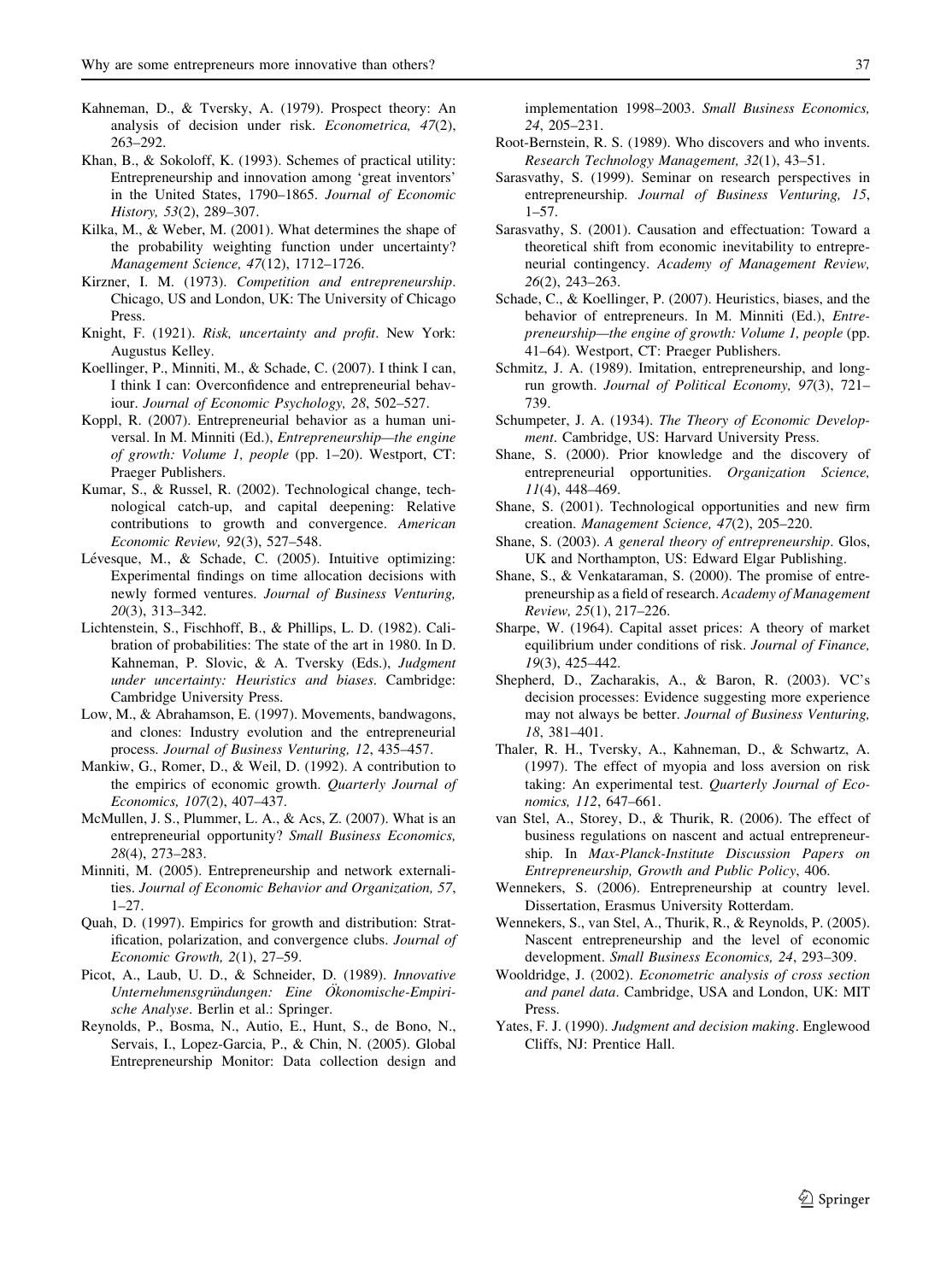Kahneman, D., & Tversky, A. (1979). Prospect theory: An analysis of decision under risk. *Econometrica, 47*(2), 263–292.

Khan, B., & Sokoloff, K. (1993). Schemes of practical utility: Entrepreneurship and innovation among 'great inventors' in the United States, 1790–1865. *Journal of Economic History, 53*(2), 289–307.

Kilka, M., & Weber, M. (2001). What determines the shape of the probability weighting function under uncertainty? *Management Science, 47*(12), 1712–1726.

Kirzner, I. M. (1973). *Competition and entrepreneurship*. Chicago, US and London, UK: The University of Chicago Press.

Knight, F. (1921). *Risk, uncertainty and profit*. New York: Augustus Kelley.

Koellinger, P., Minniti, M., & Schade, C. (2007). I think I can, I think I can: Overconfidence and entrepreneurial behaviour. *Journal of Economic Psychology, 28*, 502–527.

Koppl, R. (2007). Entrepreneurial behavior as a human universal. In M. Minniti (Ed.), *Entrepreneurship—the engine of growth: Volume 1, people* (pp. 1–20). Westport, CT: Praeger Publishers.

Kumar, S., & Russel, R. (2002). Technological change, technological catch-up, and capital deepening: Relative contributions to growth and convergence. *American Economic Review, 92*(3), 527–548.

Lévesque, M., & Schade, C. (2005). Intuitive optimizing: Experimental findings on time allocation decisions with newly formed ventures. *Journal of Business Venturing, 20*(3), 313–342.

Lichtenstein, S., Fischhoff, B., & Phillips, L. D. (1982). Calibration of probabilities: The state of the art in 1980. In D. Kahneman, P. Slovic, & A. Tversky (Eds.), *Judgment under uncertainty: Heuristics and biases*. Cambridge: Cambridge University Press.

Low, M., & Abrahamson, E. (1997). Movements, bandwagons, and clones: Industry evolution and the entrepreneurial process. *Journal of Business Venturing, 12*, 435–457.

Mankiw, G., Romer, D., & Weil, D. (1992). A contribution to the empirics of economic growth. *Quarterly Journal of Economics, 107*(2), 407–437.

McMullen, J. S., Plummer, L. A., & Acs, Z. (2007). What is an entrepreneurial opportunity? *Small Business Economics, 28*(4), 273–283.

Minniti, M. (2005). Entrepreneurship and network externalities. *Journal of Economic Behavior and Organization, 57*, 1–27.

Quah, D. (1997). Empirics for growth and distribution: Stratification, polarization, and convergence clubs. *Journal of Economic Growth, 2*(1), 27–59.

Picot, A., Laub, U. D., & Schneider, D. (1989). *Innovative Unternehmensgründungen: Eine Ökonomische-Empirische Analyse*. Berlin et al.: Springer.

Reynolds, P., Bosma, N., Autio, E., Hunt, S., de Bono, N., Servais, I., Lopez-Garcia, P., & Chin, N. (2005). Global Entrepreneurship Monitor: Data collection design and implementation 1998–2003. *Small Business Economics, 24*, 205–231.

Root-Bernstein, R. S. (1989). Who discovers and who invents. *Research Technology Management, 32*(1), 43–51.

Sarasvathy, S. (1999). Seminar on research perspectives in entrepreneurship. *Journal of Business Venturing, 15*, 1–57.

Sarasvathy, S. (2001). Causation and effectuation: Toward a theoretical shift from economic inevitability to entrepreneurial contingency. *Academy of Management Review, 26*(2), 243–263.

Schade, C., & Koellinger, P. (2007). Heuristics, biases, and the behavior of entrepreneurs. In M. Minniti (Ed.), *Entrepreneurship—the engine of growth: Volume 1, people* (pp. 41–64). Westport, CT: Praeger Publishers.

Schmitz, J. A. (1989). Imitation, entrepreneurship, and long-run growth. *Journal of Political Economy, 97*(3), 721–739.

Schumpeter, J. A. (1934). *The Theory of Economic Development*. Cambridge, US: Harvard University Press.

Shane, S. (2000). Prior knowledge and the discovery of entrepreneurial opportunities. *Organization Science, 11*(4), 448–469.

Shane, S. (2001). Technological opportunities and new firm creation. *Management Science, 47*(2), 205–220.

Shane, S. (2003). *A general theory of entrepreneurship*. Glos, UK and Northampton, US: Edward Elgar Publishing.

Shane, S., & Venkataraman, S. (2000). The promise of entrepreneurship as a field of research. *Academy of Management Review, 25*(1), 217–226.

Sharpe, W. (1964). Capital asset prices: A theory of market equilibrium under conditions of risk. *Journal of Finance, 19*(3), 425–442.

Shepherd, D., Zacharakis, A., & Baron, R. (2003). VC's decision processes: Evidence suggesting more experience may not always be better. *Journal of Business Venturing, 18*, 381–401.

Thaler, R. H., Tversky, A., Kahneman, D., & Schwartz, A. (1997). The effect of myopia and loss aversion on risk taking: An experimental test. *Quarterly Journal of Economics, 112*, 647–661.

van Stel, A., Storey, D., & Thurik, R. (2006). The effect of business regulations on nascent and actual entrepreneurship. In *Max-Planck-Institute Discussion Papers on Entrepreneurship, Growth and Public Policy*, 406.

Wennekers, S. (2006). Entrepreneurship at country level. Dissertation, Erasmus University Rotterdam.

Wennekers, S., van Stel, A., Thurik, R., & Reynolds, P. (2005). Nascent entrepreneurship and the level of economic development. *Small Business Economics, 24*, 293–309.

Wooldridge, J. (2002). *Econometric analysis of cross section and panel data*. Cambridge, USA and London, UK: MIT Press.

Yates, F. J. (1990). *Judgment and decision making*. Englewood Cliffs, NJ: Prentice Hall.